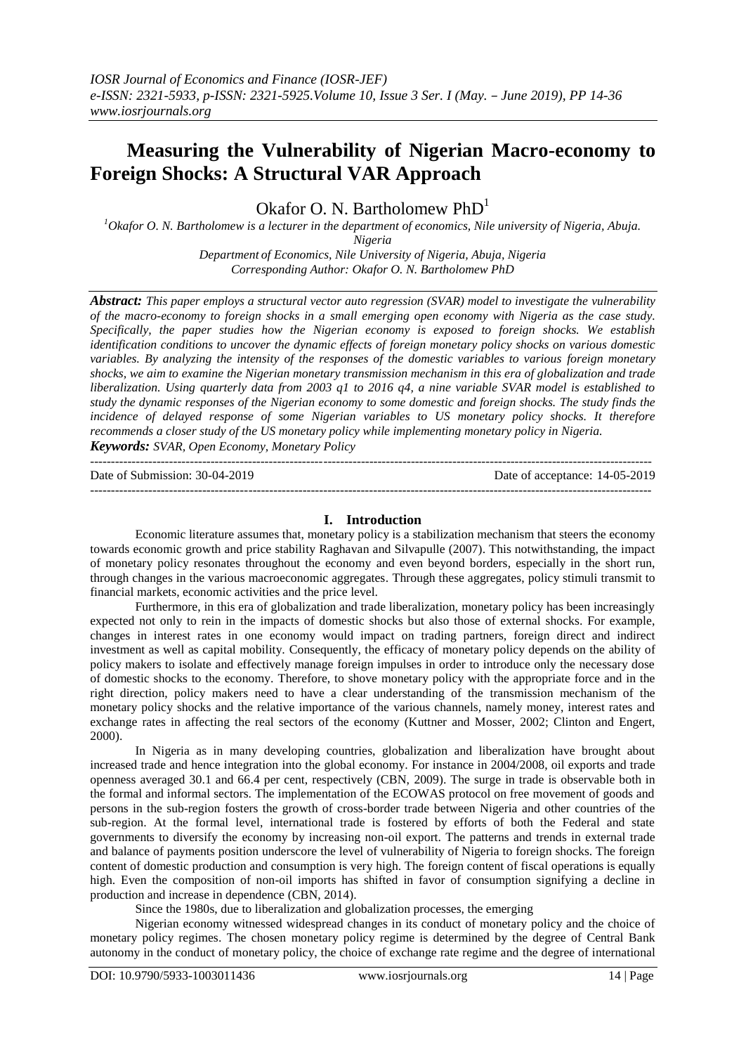# Measuring the Vulnerability of Nigerian Macro-economy to Foreign Shocks: A Structural VAR Approach

Okafor O. N. Bartholomew PhD[1]

[1]Okafor O. N. Bartholomew is a lecturer in the department of economics, Nile university of Nigeria, Abuja. Nigeria

*Department of Economics, Nile University of Nigeria, Abuja, Nigeria*

*Corresponding Author: Okafor O. N. Bartholomew PhD*

***Abstract:*** *This paper employs a structural vector auto regression (SVAR) model to investigate the vulnerability of the macro-economy to foreign shocks in a small emerging open economy with Nigeria as the case study. Specifically, the paper studies how the Nigerian economy is exposed to foreign shocks. We establish identification conditions to uncover the dynamic effects of foreign monetary policy shocks on various domestic variables. By analyzing the intensity of the responses of the domestic variables to various foreign monetary shocks, we aim to examine the Nigerian monetary transmission mechanism in this era of globalization and trade liberalization. Using quarterly data from 2003 q1 to 2016 q4, a nine variable SVAR model is established to study the dynamic responses of the Nigerian economy to some domestic and foreign shocks. The study finds the incidence of delayed response of some Nigerian variables to US monetary policy shocks. It therefore recommends a closer study of the US monetary policy while implementing monetary policy in Nigeria.*

***Keywords:*** *SVAR, Open Economy, Monetary Policy*

Date of Submission: 30-04-2019 Date of acceptance: 14-05-2019

## I. Introduction

Economic literature assumes that, monetary policy is a stabilization mechanism that steers the economy towards economic growth and price stability Raghavan and Silvapulle (2007). This notwithstanding, the impact of monetary policy resonates throughout the economy and even beyond borders, especially in the short run, through changes in the various macroeconomic aggregates. Through these aggregates, policy stimuli transmit to financial markets, economic activities and the price level.

Furthermore, in this era of globalization and trade liberalization, monetary policy has been increasingly expected not only to rein in the impacts of domestic shocks but also those of external shocks. For example, changes in interest rates in one economy would impact on trading partners, foreign direct and indirect investment as well as capital mobility. Consequently, the efficacy of monetary policy depends on the ability of policy makers to isolate and effectively manage foreign impulses in order to introduce only the necessary dose of domestic shocks to the economy. Therefore, to shove monetary policy with the appropriate force and in the right direction, policy makers need to have a clear understanding of the transmission mechanism of the monetary policy shocks and the relative importance of the various channels, namely money, interest rates and exchange rates in affecting the real sectors of the economy (Kuttner and Mosser, 2002; Clinton and Engert, 2000).

In Nigeria as in many developing countries, globalization and liberalization have brought about increased trade and hence integration into the global economy. For instance in 2004/2008, oil exports and trade openness averaged 30.1 and 66.4 per cent, respectively (CBN, 2009). The surge in trade is observable both in the formal and informal sectors. The implementation of the ECOWAS protocol on free movement of goods and persons in the sub-region fosters the growth of cross-border trade between Nigeria and other countries of the sub-region. At the formal level, international trade is fostered by efforts of both the Federal and state governments to diversify the economy by increasing non-oil export. The patterns and trends in external trade and balance of payments position underscore the level of vulnerability of Nigeria to foreign shocks. The foreign content of domestic production and consumption is very high. The foreign content of fiscal operations is equally high. Even the composition of non-oil imports has shifted in favor of consumption signifying a decline in production and increase in dependence (CBN, 2014).

Since the 1980s, due to liberalization and globalization processes, the emerging

Nigerian economy witnessed widespread changes in its conduct of monetary policy and the choice of monetary policy regimes. The chosen monetary policy regime is determined by the degree of Central Bank autonomy in the conduct of monetary policy, the choice of exchange rate regime and the degree of international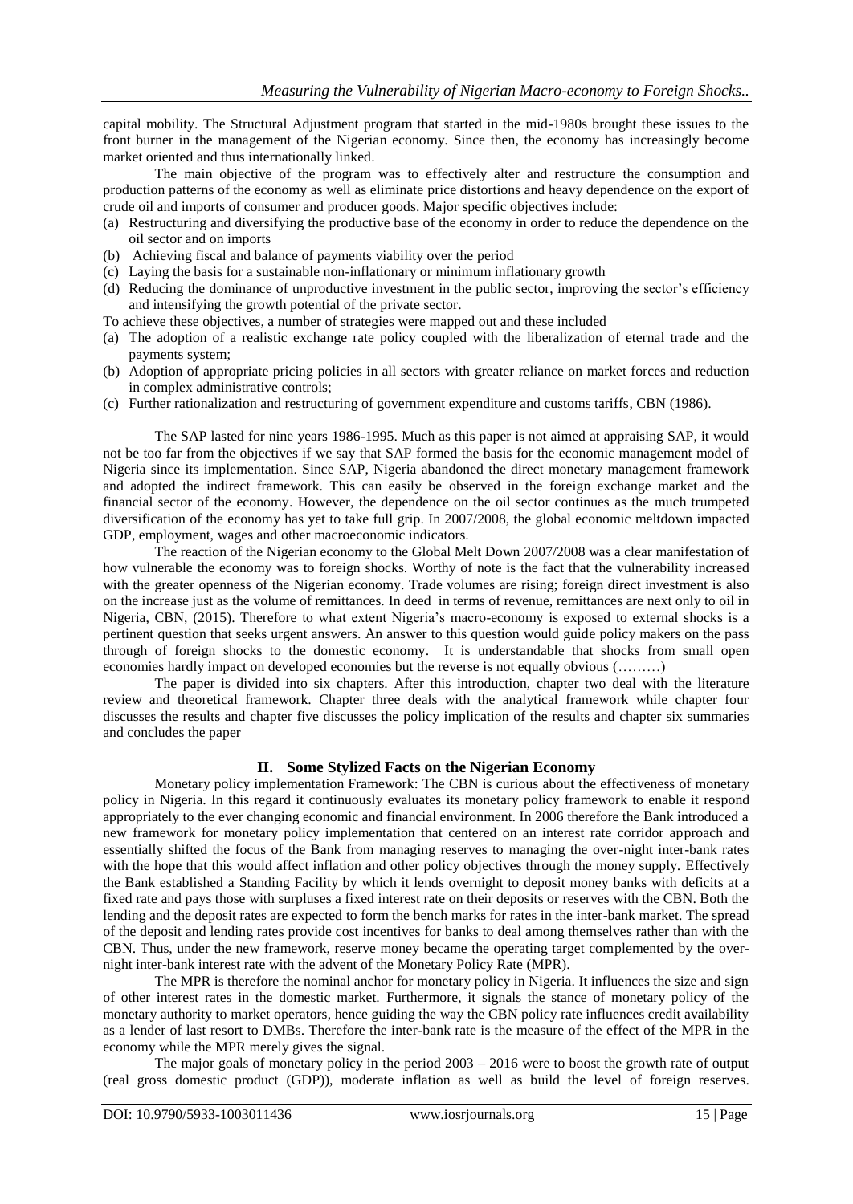capital mobility. The Structural Adjustment program that started in the mid-1980s brought these issues to the front burner in the management of the Nigerian economy. Since then, the economy has increasingly become market oriented and thus internationally linked.

The main objective of the program was to effectively alter and restructure the consumption and production patterns of the economy as well as eliminate price distortions and heavy dependence on the export of crude oil and imports of consumer and producer goods. Major specific objectives include:

(a) Restructuring and diversifying the productive base of the economy in order to reduce the dependence on the oil sector and on imports
(b) Achieving fiscal and balance of payments viability over the period
(c) Laying the basis for a sustainable non-inflationary or minimum inflationary growth
(d) Reducing the dominance of unproductive investment in the public sector, improving the sector's efficiency and intensifying the growth potential of the private sector.

To achieve these objectives, a number of strategies were mapped out and these included

(a) The adoption of a realistic exchange rate policy coupled with the liberalization of eternal trade and the payments system;
(b) Adoption of appropriate pricing policies in all sectors with greater reliance on market forces and reduction in complex administrative controls;
(c) Further rationalization and restructuring of government expenditure and customs tariffs, CBN (1986).

The SAP lasted for nine years 1986-1995. Much as this paper is not aimed at appraising SAP, it would not be too far from the objectives if we say that SAP formed the basis for the economic management model of Nigeria since its implementation. Since SAP, Nigeria abandoned the direct monetary management framework and adopted the indirect framework. This can easily be observed in the foreign exchange market and the financial sector of the economy. However, the dependence on the oil sector continues as the much trumpeted diversification of the economy has yet to take full grip. In 2007/2008, the global economic meltdown impacted GDP, employment, wages and other macroeconomic indicators.

The reaction of the Nigerian economy to the Global Melt Down 2007/2008 was a clear manifestation of how vulnerable the economy was to foreign shocks. Worthy of note is the fact that the vulnerability increased with the greater openness of the Nigerian economy. Trade volumes are rising; foreign direct investment is also on the increase just as the volume of remittances. In deed in terms of revenue, remittances are next only to oil in Nigeria, CBN, (2015). Therefore to what extent Nigeria's macro-economy is exposed to external shocks is a pertinent question that seeks urgent answers. An answer to this question would guide policy makers on the pass through of foreign shocks to the domestic economy. It is understandable that shocks from small open economies hardly impact on developed economies but the reverse is not equally obvious (………)

The paper is divided into six chapters. After this introduction, chapter two deal with the literature review and theoretical framework. Chapter three deals with the analytical framework while chapter four discusses the results and chapter five discusses the policy implication of the results and chapter six summaries and concludes the paper

## II. Some Stylized Facts on the Nigerian Economy

Monetary policy implementation Framework: The CBN is curious about the effectiveness of monetary policy in Nigeria. In this regard it continuously evaluates its monetary policy framework to enable it respond appropriately to the ever changing economic and financial environment. In 2006 therefore the Bank introduced a new framework for monetary policy implementation that centered on an interest rate corridor approach and essentially shifted the focus of the Bank from managing reserves to managing the over-night inter-bank rates with the hope that this would affect inflation and other policy objectives through the money supply. Effectively the Bank established a Standing Facility by which it lends overnight to deposit money banks with deficits at a fixed rate and pays those with surpluses a fixed interest rate on their deposits or reserves with the CBN. Both the lending and the deposit rates are expected to form the bench marks for rates in the inter-bank market. The spread of the deposit and lending rates provide cost incentives for banks to deal among themselves rather than with the CBN. Thus, under the new framework, reserve money became the operating target complemented by the over-night inter-bank interest rate with the advent of the Monetary Policy Rate (MPR).

The MPR is therefore the nominal anchor for monetary policy in Nigeria. It influences the size and sign of other interest rates in the domestic market. Furthermore, it signals the stance of monetary policy of the monetary authority to market operators, hence guiding the way the CBN policy rate influences credit availability as a lender of last resort to DMBs. Therefore the inter-bank rate is the measure of the effect of the MPR in the economy while the MPR merely gives the signal.

The major goals of monetary policy in the period 2003 – 2016 were to boost the growth rate of output (real gross domestic product (GDP)), moderate inflation as well as build the level of foreign reserves.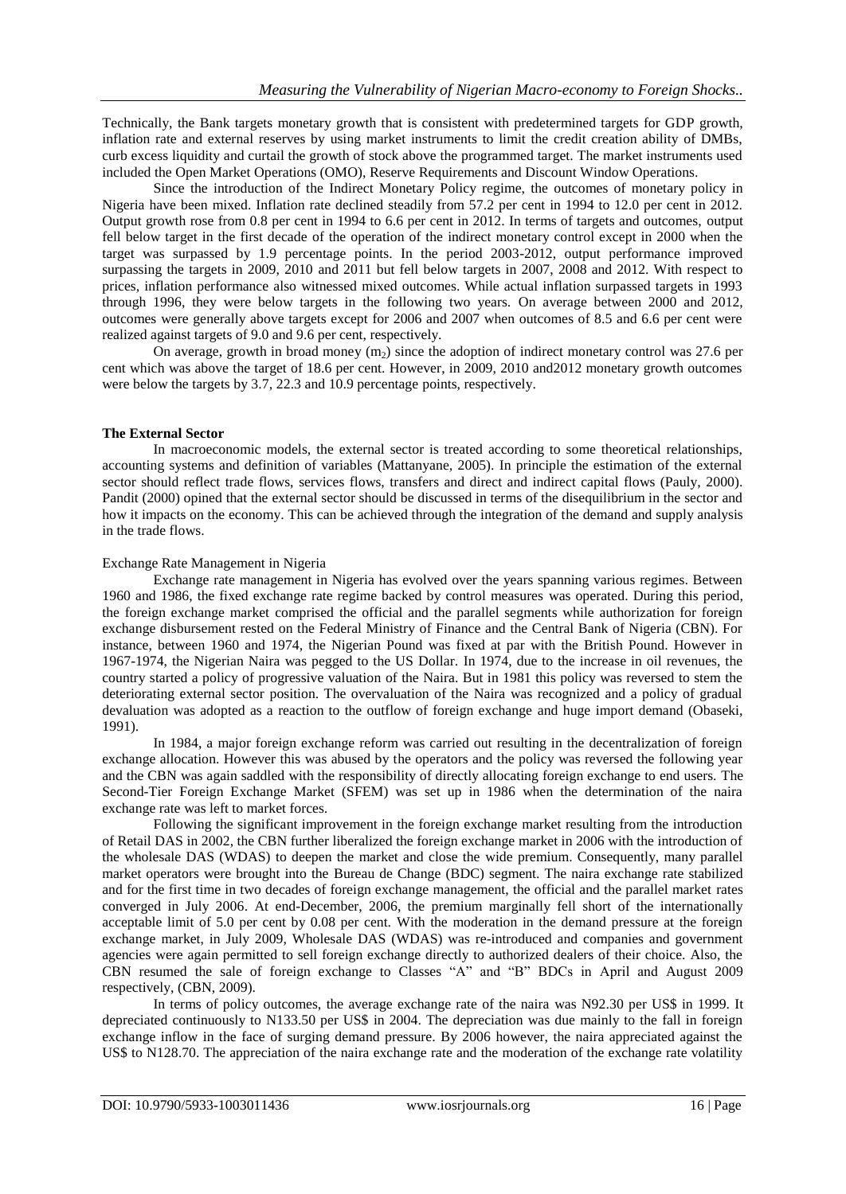Technically, the Bank targets monetary growth that is consistent with predetermined targets for GDP growth, inflation rate and external reserves by using market instruments to limit the credit creation ability of DMBs, curb excess liquidity and curtail the growth of stock above the programmed target. The market instruments used included the Open Market Operations (OMO), Reserve Requirements and Discount Window Operations.

Since the introduction of the Indirect Monetary Policy regime, the outcomes of monetary policy in Nigeria have been mixed. Inflation rate declined steadily from 57.2 per cent in 1994 to 12.0 per cent in 2012. Output growth rose from 0.8 per cent in 1994 to 6.6 per cent in 2012. In terms of targets and outcomes, output fell below target in the first decade of the operation of the indirect monetary control except in 2000 when the target was surpassed by 1.9 percentage points. In the period 2003-2012, output performance improved surpassing the targets in 2009, 2010 and 2011 but fell below targets in 2007, 2008 and 2012. With respect to prices, inflation performance also witnessed mixed outcomes. While actual inflation surpassed targets in 1993 through 1996, they were below targets in the following two years. On average between 2000 and 2012, outcomes were generally above targets except for 2006 and 2007 when outcomes of 8.5 and 6.6 per cent were realized against targets of 9.0 and 9.6 per cent, respectively.

On average, growth in broad money ($m_2$) since the adoption of indirect monetary control was 27.6 per cent which was above the target of 18.6 per cent. However, in 2009, 2010 and2012 monetary growth outcomes were below the targets by 3.7, 22.3 and 10.9 percentage points, respectively.

### The External Sector

In macroeconomic models, the external sector is treated according to some theoretical relationships, accounting systems and definition of variables (Mattanyane, 2005). In principle the estimation of the external sector should reflect trade flows, services flows, transfers and direct and indirect capital flows (Pauly, 2000). Pandit (2000) opined that the external sector should be discussed in terms of the disequilibrium in the sector and how it impacts on the economy. This can be achieved through the integration of the demand and supply analysis in the trade flows.

#### Exchange Rate Management in Nigeria

Exchange rate management in Nigeria has evolved over the years spanning various regimes. Between 1960 and 1986, the fixed exchange rate regime backed by control measures was operated. During this period, the foreign exchange market comprised the official and the parallel segments while authorization for foreign exchange disbursement rested on the Federal Ministry of Finance and the Central Bank of Nigeria (CBN). For instance, between 1960 and 1974, the Nigerian Pound was fixed at par with the British Pound. However in 1967-1974, the Nigerian Naira was pegged to the US Dollar. In 1974, due to the increase in oil revenues, the country started a policy of progressive valuation of the Naira. But in 1981 this policy was reversed to stem the deteriorating external sector position. The overvaluation of the Naira was recognized and a policy of gradual devaluation was adopted as a reaction to the outflow of foreign exchange and huge import demand (Obaseki, 1991).

In 1984, a major foreign exchange reform was carried out resulting in the decentralization of foreign exchange allocation. However this was abused by the operators and the policy was reversed the following year and the CBN was again saddled with the responsibility of directly allocating foreign exchange to end users. The Second-Tier Foreign Exchange Market (SFEM) was set up in 1986 when the determination of the naira exchange rate was left to market forces.

Following the significant improvement in the foreign exchange market resulting from the introduction of Retail DAS in 2002, the CBN further liberalized the foreign exchange market in 2006 with the introduction of the wholesale DAS (WDAS) to deepen the market and close the wide premium. Consequently, many parallel market operators were brought into the Bureau de Change (BDC) segment. The naira exchange rate stabilized and for the first time in two decades of foreign exchange management, the official and the parallel market rates converged in July 2006. At end-December, 2006, the premium marginally fell short of the internationally acceptable limit of 5.0 per cent by 0.08 per cent. With the moderation in the demand pressure at the foreign exchange market, in July 2009, Wholesale DAS (WDAS) was re-introduced and companies and government agencies were again permitted to sell foreign exchange directly to authorized dealers of their choice. Also, the CBN resumed the sale of foreign exchange to Classes "A" and "B" BDCs in April and August 2009 respectively, (CBN, 2009).

In terms of policy outcomes, the average exchange rate of the naira was N92.30 per US$ in 1999. It depreciated continuously to N133.50 per US$ in 2004. The depreciation was due mainly to the fall in foreign exchange inflow in the face of surging demand pressure. By 2006 however, the naira appreciated against the US$ to N128.70. The appreciation of the naira exchange rate and the moderation of the exchange rate volatility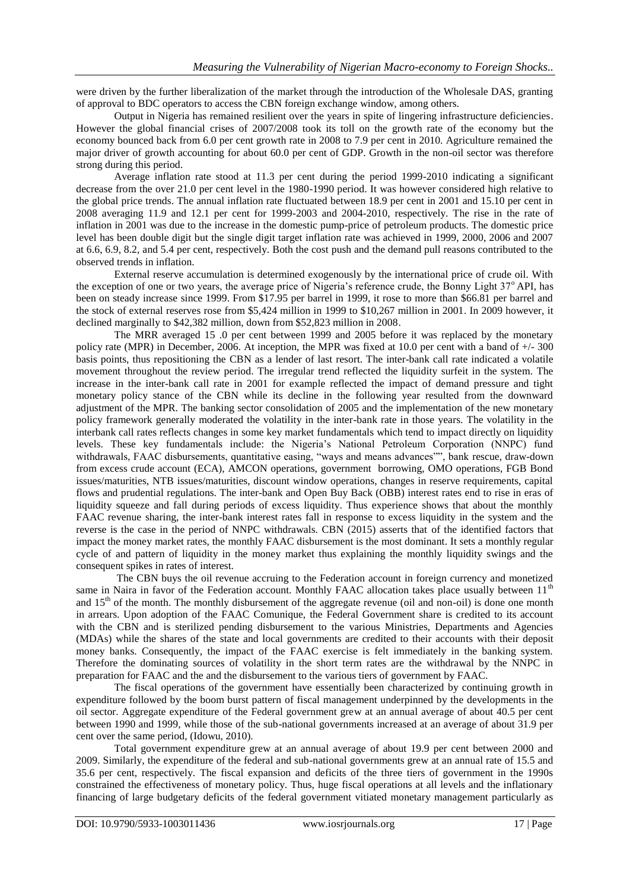were driven by the further liberalization of the market through the introduction of the Wholesale DAS, granting of approval to BDC operators to access the CBN foreign exchange window, among others.

Output in Nigeria has remained resilient over the years in spite of lingering infrastructure deficiencies. However the global financial crises of 2007/2008 took its toll on the growth rate of the economy but the economy bounced back from 6.0 per cent growth rate in 2008 to 7.9 per cent in 2010. Agriculture remained the major driver of growth accounting for about 60.0 per cent of GDP. Growth in the non-oil sector was therefore strong during this period.

Average inflation rate stood at 11.3 per cent during the period 1999-2010 indicating a significant decrease from the over 21.0 per cent level in the 1980-1990 period. It was however considered high relative to the global price trends. The annual inflation rate fluctuated between 18.9 per cent in 2001 and 15.10 per cent in 2008 averaging 11.9 and 12.1 per cent for 1999-2003 and 2004-2010, respectively. The rise in the rate of inflation in 2001 was due to the increase in the domestic pump-price of petroleum products. The domestic price level has been double digit but the single digit target inflation rate was achieved in 1999, 2000, 2006 and 2007 at 6.6, 6.9, 8.2, and 5.4 per cent, respectively. Both the cost push and the demand pull reasons contributed to the observed trends in inflation.

External reserve accumulation is determined exogenously by the international price of crude oil. With the exception of one or two years, the average price of Nigeria's reference crude, the Bonny Light 37° API, has been on steady increase since 1999. From $17.95 per barrel in 1999, it rose to more than $66.81 per barrel and the stock of external reserves rose from $5,424 million in 1999 to $10,267 million in 2001. In 2009 however, it declined marginally to $42,382 million, down from $52,823 million in 2008.

The MRR averaged 15 .0 per cent between 1999 and 2005 before it was replaced by the monetary policy rate (MPR) in December, 2006. At inception, the MPR was fixed at 10.0 per cent with a band of +/- 300 basis points, thus repositioning the CBN as a lender of last resort. The inter-bank call rate indicated a volatile movement throughout the review period. The irregular trend reflected the liquidity surfeit in the system. The increase in the inter-bank call rate in 2001 for example reflected the impact of demand pressure and tight monetary policy stance of the CBN while its decline in the following year resulted from the downward adjustment of the MPR. The banking sector consolidation of 2005 and the implementation of the new monetary policy framework generally moderated the volatility in the inter-bank rate in those years. The volatility in the interbank call rates reflects changes in some key market fundamentals which tend to impact directly on liquidity levels. These key fundamentals include: the Nigeria's National Petroleum Corporation (NNPC) fund withdrawals, FAAC disbursements, quantitative easing, "ways and means advances"", bank rescue, draw-down from excess crude account (ECA), AMCON operations, government borrowing, OMO operations, FGB Bond issues/maturities, NTB issues/maturities, discount window operations, changes in reserve requirements, capital flows and prudential regulations. The inter-bank and Open Buy Back (OBB) interest rates end to rise in eras of liquidity squeeze and fall during periods of excess liquidity. Thus experience shows that about the monthly FAAC revenue sharing, the inter-bank interest rates fall in response to excess liquidity in the system and the reverse is the case in the period of NNPC withdrawals. CBN (2015) asserts that of the identified factors that impact the money market rates, the monthly FAAC disbursement is the most dominant. It sets a monthly regular cycle of and pattern of liquidity in the money market thus explaining the monthly liquidity swings and the consequent spikes in rates of interest.

The CBN buys the oil revenue accruing to the Federation account in foreign currency and monetized same in Naira in favor of the Federation account. Monthly FAAC allocation takes place usually between 11th and 15th of the month. The monthly disbursement of the aggregate revenue (oil and non-oil) is done one month in arrears. Upon adoption of the FAAC Comunique, the Federal Government share is credited to its account with the CBN and is sterilized pending disbursement to the various Ministries, Departments and Agencies (MDAs) while the shares of the state and local governments are credited to their accounts with their deposit money banks. Consequently, the impact of the FAAC exercise is felt immediately in the banking system. Therefore the dominating sources of volatility in the short term rates are the withdrawal by the NNPC in preparation for FAAC and the and the disbursement to the various tiers of government by FAAC.

The fiscal operations of the government have essentially been characterized by continuing growth in expenditure followed by the boom burst pattern of fiscal management underpinned by the developments in the oil sector. Aggregate expenditure of the Federal government grew at an annual average of about 40.5 per cent between 1990 and 1999, while those of the sub-national governments increased at an average of about 31.9 per cent over the same period, (Idowu, 2010).

Total government expenditure grew at an annual average of about 19.9 per cent between 2000 and 2009. Similarly, the expenditure of the federal and sub-national governments grew at an annual rate of 15.5 and 35.6 per cent, respectively. The fiscal expansion and deficits of the three tiers of government in the 1990s constrained the effectiveness of monetary policy. Thus, huge fiscal operations at all levels and the inflationary financing of large budgetary deficits of the federal government vitiated monetary management particularly as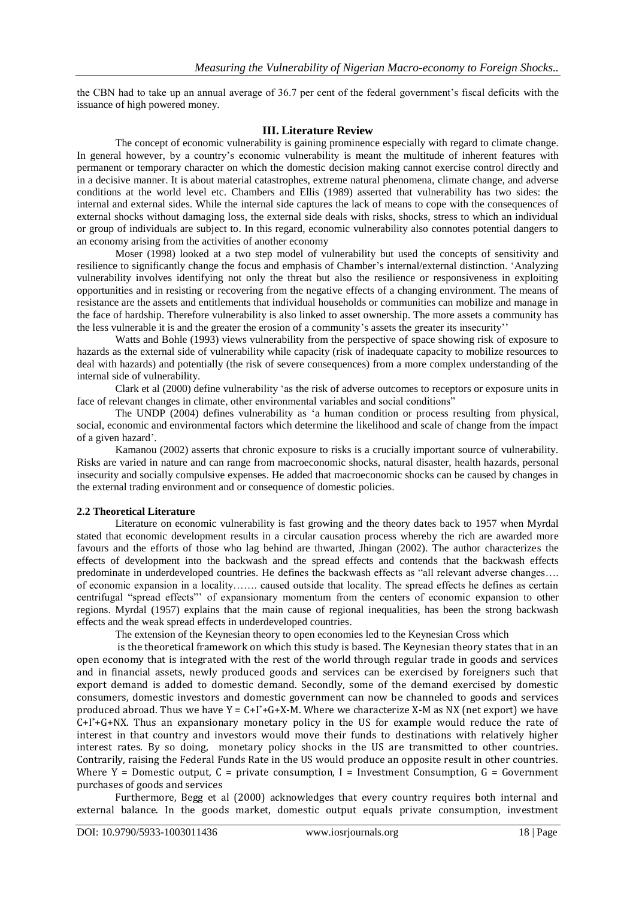the CBN had to take up an annual average of 36.7 per cent of the federal government's fiscal deficits with the issuance of high powered money.

## III. Literature Review

The concept of economic vulnerability is gaining prominence especially with regard to climate change. In general however, by a country's economic vulnerability is meant the multitude of inherent features with permanent or temporary character on which the domestic decision making cannot exercise control directly and in a decisive manner. It is about material catastrophes, extreme natural phenomena, climate change, and adverse conditions at the world level etc. Chambers and Ellis (1989) asserted that vulnerability has two sides: the internal and external sides. While the internal side captures the lack of means to cope with the consequences of external shocks without damaging loss, the external side deals with risks, shocks, stress to which an individual or group of individuals are subject to. In this regard, economic vulnerability also connotes potential dangers to an economy arising from the activities of another economy

Moser (1998) looked at a two step model of vulnerability but used the concepts of sensitivity and resilience to significantly change the focus and emphasis of Chamber's internal/external distinction. 'Analyzing vulnerability involves identifying not only the threat but also the resilience or responsiveness in exploiting opportunities and in resisting or recovering from the negative effects of a changing environment. The means of resistance are the assets and entitlements that individual households or communities can mobilize and manage in the face of hardship. Therefore vulnerability is also linked to asset ownership. The more assets a community has the less vulnerable it is and the greater the erosion of a community's assets the greater its insecurity''

Watts and Bohle (1993) views vulnerability from the perspective of space showing risk of exposure to hazards as the external side of vulnerability while capacity (risk of inadequate capacity to mobilize resources to deal with hazards) and potentially (the risk of severe consequences) from a more complex understanding of the internal side of vulnerability.

Clark et al (2000) define vulnerability 'as the risk of adverse outcomes to receptors or exposure units in face of relevant changes in climate, other environmental variables and social conditions"

The UNDP (2004) defines vulnerability as 'a human condition or process resulting from physical, social, economic and environmental factors which determine the likelihood and scale of change from the impact of a given hazard'.

Kamanou (2002) asserts that chronic exposure to risks is a crucially important source of vulnerability. Risks are varied in nature and can range from macroeconomic shocks, natural disaster, health hazards, personal insecurity and socially compulsive expenses. He added that macroeconomic shocks can be caused by changes in the external trading environment and or consequence of domestic policies.

### 2.2 Theoretical Literature

Literature on economic vulnerability is fast growing and the theory dates back to 1957 when Myrdal stated that economic development results in a circular causation process whereby the rich are awarded more favours and the efforts of those who lag behind are thwarted, Jhingan (2002). The author characterizes the effects of development into the backwash and the spread effects and contends that the backwash effects predominate in underdeveloped countries. He defines the backwash effects as "all relevant adverse changes…. of economic expansion in a locality……. caused outside that locality. The spread effects he defines as certain centrifugal "spread effects"' of expansionary momentum from the centers of economic expansion to other regions. Myrdal (1957) explains that the main cause of regional inequalities, has been the strong backwash effects and the weak spread effects in underdeveloped countries.

The extension of the Keynesian theory to open economies led to the Keynesian Cross which is the theoretical framework on which this study is based. The Keynesian theory states that in an open economy that is integrated with the rest of the world through regular trade in goods and services and in financial assets, newly produced goods and services can be exercised by foreigners such that export demand is added to domestic demand. Secondly, some of the demand exercised by domestic consumers, domestic investors and domestic government can now be channeled to goods and services produced abroad. Thus we have $Y = C+I^{*}+G+X-M$. Where we characterize X-M as NX (net export) we have $C+I^{*}+G+NX$. Thus an expansionary monetary policy in the US for example would reduce the rate of interest in that country and investors would move their funds to destinations with relatively higher interest rates. By so doing, monetary policy shocks in the US are transmitted to other countries. Contrarily, raising the Federal Funds Rate in the US would produce an opposite result in other countries. Where Y = Domestic output, C = private consumption, I = Investment Consumption, G = Government purchases of goods and services

Furthermore, Begg et al (2000) acknowledges that every country requires both internal and external balance. In the goods market, domestic output equals private consumption, investment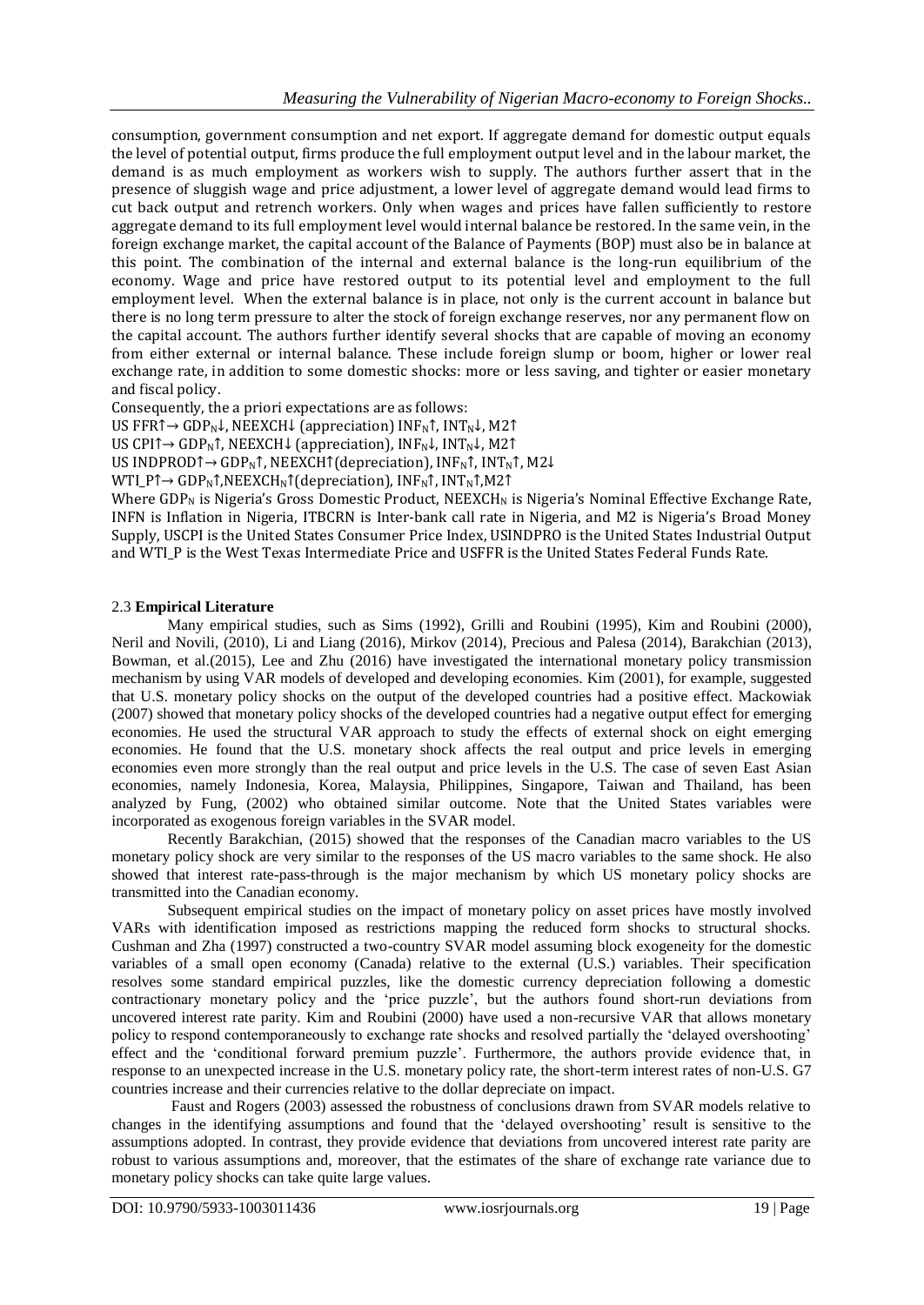consumption, government consumption and net export. If aggregate demand for domestic output equals the level of potential output, firms produce the full employment output level and in the labour market, the demand is as much employment as workers wish to supply. The authors further assert that in the presence of sluggish wage and price adjustment, a lower level of aggregate demand would lead firms to cut back output and retrench workers. Only when wages and prices have fallen sufficiently to restore aggregate demand to its full employment level would internal balance be restored. In the same vein, in the foreign exchange market, the capital account of the Balance of Payments (BOP) must also be in balance at this point. The combination of the internal and external balance is the long-run equilibrium of the economy. Wage and price have restored output to its potential level and employment to the full employment level. When the external balance is in place, not only is the current account in balance but there is no long term pressure to alter the stock of foreign exchange reserves, nor any permanent flow on the capital account. The authors further identify several shocks that are capable of moving an economy from either external or internal balance. These include foreign slump or boom, higher or lower real exchange rate, in addition to some domestic shocks: more or less saving, and tighter or easier monetary and fiscal policy.

Consequently, the a priori expectations are as follows:

US FFR↑→ $GDP_N$↓, NEEXCH↓ (appreciation) $INF_N$↑, $INT_N$↓, M2↑

US CPI↑→ $GDP_N$↑, NEEXCH↓ (appreciation), $INF_N$↓, $INT_N$↓, M2↑

US INDPROD↑→ $GDP_N$↑, NEEXCH↑(depreciation), $INF_N$↑, $INT_N$↑, M2↓

WTI_P↑→ $GDP_N$↑,$NEEXCH_N$↑(depreciation), $INF_N$↑, $INT_N$↑,M2↑

Where $GDP_N$ is Nigeria's Gross Domestic Product, $NEEXCH_N$ is Nigeria's Nominal Effective Exchange Rate, INFN is Inflation in Nigeria, ITBCRN is Inter-bank call rate in Nigeria, and M2 is Nigeria's Broad Money Supply, USCPI is the United States Consumer Price Index, USINDPRO is the United States Industrial Output and WTI_P is the West Texas Intermediate Price and USFFR is the United States Federal Funds Rate.

### 2.3 **Empirical Literature**

Many empirical studies, such as Sims (1992), Grilli and Roubini (1995), Kim and Roubini (2000), Neril and Novili, (2010), Li and Liang (2016), Mirkov (2014), Precious and Palesa (2014), Barakchian (2013), Bowman, et al.(2015), Lee and Zhu (2016) have investigated the international monetary policy transmission mechanism by using VAR models of developed and developing economies. Kim (2001), for example, suggested that U.S. monetary policy shocks on the output of the developed countries had a positive effect. Mackowiak (2007) showed that monetary policy shocks of the developed countries had a negative output effect for emerging economies. He used the structural VAR approach to study the effects of external shock on eight emerging economies. He found that the U.S. monetary shock affects the real output and price levels in emerging economies even more strongly than the real output and price levels in the U.S. The case of seven East Asian economies, namely Indonesia, Korea, Malaysia, Philippines, Singapore, Taiwan and Thailand, has been analyzed by Fung, (2002) who obtained similar outcome. Note that the United States variables were incorporated as exogenous foreign variables in the SVAR model.

Recently Barakchian, (2015) showed that the responses of the Canadian macro variables to the US monetary policy shock are very similar to the responses of the US macro variables to the same shock. He also showed that interest rate-pass-through is the major mechanism by which US monetary policy shocks are transmitted into the Canadian economy.

Subsequent empirical studies on the impact of monetary policy on asset prices have mostly involved VARs with identification imposed as restrictions mapping the reduced form shocks to structural shocks. Cushman and Zha (1997) constructed a two-country SVAR model assuming block exogeneity for the domestic variables of a small open economy (Canada) relative to the external (U.S.) variables. Their specification resolves some standard empirical puzzles, like the domestic currency depreciation following a domestic contractionary monetary policy and the 'price puzzle', but the authors found short-run deviations from uncovered interest rate parity. Kim and Roubini (2000) have used a non-recursive VAR that allows monetary policy to respond contemporaneously to exchange rate shocks and resolved partially the 'delayed overshooting' effect and the 'conditional forward premium puzzle'. Furthermore, the authors provide evidence that, in response to an unexpected increase in the U.S. monetary policy rate, the short-term interest rates of non-U.S. G7 countries increase and their currencies relative to the dollar depreciate on impact.

Faust and Rogers (2003) assessed the robustness of conclusions drawn from SVAR models relative to changes in the identifying assumptions and found that the 'delayed overshooting' result is sensitive to the assumptions adopted. In contrast, they provide evidence that deviations from uncovered interest rate parity are robust to various assumptions and, moreover, that the estimates of the share of exchange rate variance due to monetary policy shocks can take quite large values.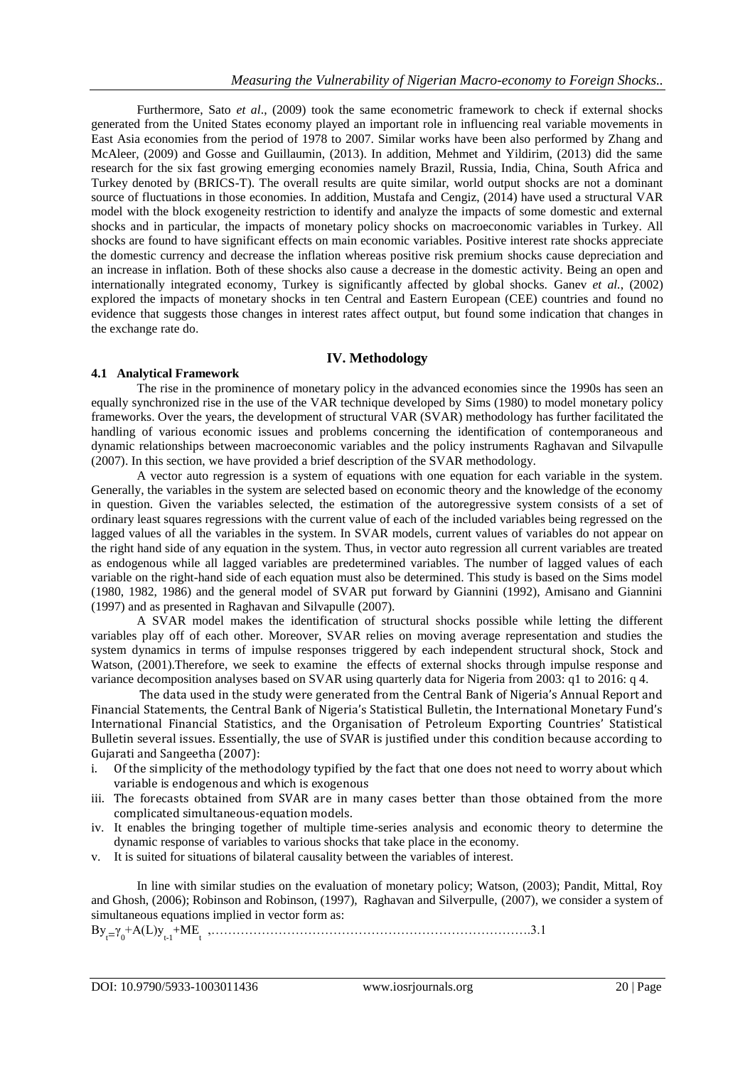Furthermore, Sato *et al*., (2009) took the same econometric framework to check if external shocks generated from the United States economy played an important role in influencing real variable movements in East Asia economies from the period of 1978 to 2007. Similar works have been also performed by Zhang and McAleer, (2009) and Gosse and Guillaumin, (2013). In addition, Mehmet and Yildirim, (2013) did the same research for the six fast growing emerging economies namely Brazil, Russia, India, China, South Africa and Turkey denoted by (BRICS-T). The overall results are quite similar, world output shocks are not a dominant source of fluctuations in those economies. In addition, Mustafa and Cengiz, (2014) have used a structural VAR model with the block exogeneity restriction to identify and analyze the impacts of some domestic and external shocks and in particular, the impacts of monetary policy shocks on macroeconomic variables in Turkey. All shocks are found to have significant effects on main economic variables. Positive interest rate shocks appreciate the domestic currency and decrease the inflation whereas positive risk premium shocks cause depreciation and an increase in inflation. Both of these shocks also cause a decrease in the domestic activity. Being an open and internationally integrated economy, Turkey is significantly affected by global shocks. Ganev *et al.*, (2002) explored the impacts of monetary shocks in ten Central and Eastern European (CEE) countries and found no evidence that suggests those changes in interest rates affect output, but found some indication that changes in the exchange rate do.

## IV. Methodology

### 4.1 Analytical Framework

The rise in the prominence of monetary policy in the advanced economies since the 1990s has seen an equally synchronized rise in the use of the VAR technique developed by Sims (1980) to model monetary policy frameworks. Over the years, the development of structural VAR (SVAR) methodology has further facilitated the handling of various economic issues and problems concerning the identification of contemporaneous and dynamic relationships between macroeconomic variables and the policy instruments Raghavan and Silvapulle (2007). In this section, we have provided a brief description of the SVAR methodology.

A vector auto regression is a system of equations with one equation for each variable in the system. Generally, the variables in the system are selected based on economic theory and the knowledge of the economy in question. Given the variables selected, the estimation of the autoregressive system consists of a set of ordinary least squares regressions with the current value of each of the included variables being regressed on the lagged values of all the variables in the system. In SVAR models, current values of variables do not appear on the right hand side of any equation in the system. Thus, in vector auto regression all current variables are treated as endogenous while all lagged variables are predetermined variables. The number of lagged values of each variable on the right-hand side of each equation must also be determined. This study is based on the Sims model (1980, 1982, 1986) and the general model of SVAR put forward by Giannini (1992), Amisano and Giannini (1997) and as presented in Raghavan and Silvapulle (2007).

A SVAR model makes the identification of structural shocks possible while letting the different variables play off of each other. Moreover, SVAR relies on moving average representation and studies the system dynamics in terms of impulse responses triggered by each independent structural shock, Stock and Watson, (2001).Therefore, we seek to examine the effects of external shocks through impulse response and variance decomposition analyses based on SVAR using quarterly data for Nigeria from 2003: q1 to 2016: q 4.

The data used in the study were generated from the Central Bank of Nigeria's Annual Report and Financial Statements, the Central Bank of Nigeria's Statistical Bulletin, the International Monetary Fund's International Financial Statistics, and the Organisation of Petroleum Exporting Countries' Statistical Bulletin several issues. Essentially, the use of SVAR is justified under this condition because according to Gujarati and Sangeetha (2007):

i. Of the simplicity of the methodology typified by the fact that one does not need to worry about which variable is endogenous and which is exogenous
iii. The forecasts obtained from SVAR are in many cases better than those obtained from the more complicated simultaneous-equation models.
iv. It enables the bringing together of multiple time-series analysis and economic theory to determine the dynamic response of variables to various shocks that take place in the economy.
v. It is suited for situations of bilateral causality between the variables of interest.

In line with similar studies on the evaluation of monetary policy; Watson, (2003); Pandit, Mittal, Roy and Ghosh, (2006); Robinson and Robinson, (1997), Raghavan and Silverpulle, (2007), we consider a system of simultaneous equations implied in vector form as:

$$By_t = \gamma_0 + A(L)y_{t-1} + ME_t \quad \text{......................................................................} 3.1$$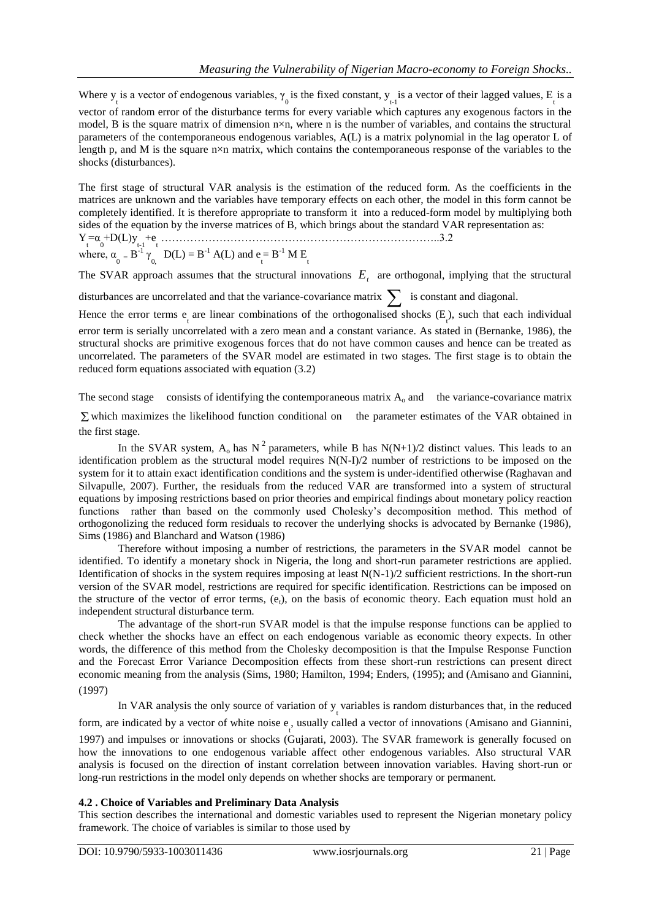Where $y_t$ is a vector of endogenous variables, $\gamma_0$ is the fixed constant, $y_{t-1}$ is a vector of their lagged values, $E_t$ is a vector of random error of the disturbance terms for every variable which captures any exogenous factors in the model, B is the square matrix of dimension n×n, where n is the number of variables, and contains the structural parameters of the contemporaneous endogenous variables, A(L) is a matrix polynomial in the lag operator L of length p, and M is the square n×n matrix, which contains the contemporaneous response of the variables to the shocks (disturbances).

The first stage of structural VAR analysis is the estimation of the reduced form. As the coefficients in the matrices are unknown and the variables have temporary effects on each other, the model in this form cannot be completely identified. It is therefore appropriate to transform it into a reduced-form model by multiplying both sides of the equation by the inverse matrices of B, which brings about the standard VAR representation as:

$$Y_t = \alpha_0 + D(L)y_{t-1} + e_t \quad \ldots\ldots 3.2$$

where, $\alpha_0 = B^{-1}\gamma_0$, $D(L) = B^{-1} A(L)$ and $e_t = B^{-1} M E_t$

The SVAR approach assumes that the structural innovations $E_t$ are orthogonal, implying that the structural disturbances are uncorrelated and that the variance-covariance matrix $\sum$ is constant and diagonal.

Hence the error terms $e_t$ are linear combinations of the orthogonalised shocks ($E_t$), such that each individual error term is serially uncorrelated with a zero mean and a constant variance. As stated in (Bernanke, 1986), the structural shocks are primitive exogenous forces that do not have common causes and hence can be treated as uncorrelated. The parameters of the SVAR model are estimated in two stages. The first stage is to obtain the reduced form equations associated with equation (3.2)

The second stage consists of identifying the contemporaneous matrix $A_o$ and the variance-covariance matrix $\sum$ which maximizes the likelihood function conditional on the parameter estimates of the VAR obtained in the first stage.

In the SVAR system, $A_o$ has $N^2$ parameters, while B has $N(N+1)/2$ distinct values. This leads to an identification problem as the structural model requires $N(N-I)/2$ number of restrictions to be imposed on the system for it to attain exact identification conditions and the system is under-identified otherwise (Raghavan and Silvapulle, 2007). Further, the residuals from the reduced VAR are transformed into a system of structural equations by imposing restrictions based on prior theories and empirical findings about monetary policy reaction functions rather than based on the commonly used Cholesky's decomposition method. This method of orthogonolizing the reduced form residuals to recover the underlying shocks is advocated by Bernanke (1986), Sims (1986) and Blanchard and Watson (1986)

Therefore without imposing a number of restrictions, the parameters in the SVAR model cannot be identified. To identify a monetary shock in Nigeria, the long and short-run parameter restrictions are applied. Identification of shocks in the system requires imposing at least $N(N-1)/2$ sufficient restrictions. In the short-run version of the SVAR model, restrictions are required for specific identification. Restrictions can be imposed on the structure of the vector of error terms, ($e_t$), on the basis of economic theory. Each equation must hold an independent structural disturbance term.

The advantage of the short-run SVAR model is that the impulse response functions can be applied to check whether the shocks have an effect on each endogenous variable as economic theory expects. In other words, the difference of this method from the Cholesky decomposition is that the Impulse Response Function and the Forecast Error Variance Decomposition effects from these short-run restrictions can present direct economic meaning from the analysis (Sims, 1980; Hamilton, 1994; Enders, (1995); and (Amisano and Giannini, (1997)

In VAR analysis the only source of variation of $y_t$ variables is random disturbances that, in the reduced form, are indicated by a vector of white noise $e_t$, usually called a vector of innovations (Amisano and Giannini, 1997) and impulses or innovations or shocks (Gujarati, 2003). The SVAR framework is generally focused on how the innovations to one endogenous variable affect other endogenous variables. Also structural VAR analysis is focused on the direction of instant correlation between innovation variables. Having short-run or long-run restrictions in the model only depends on whether shocks are temporary or permanent.

### 4.2 . Choice of Variables and Preliminary Data Analysis

This section describes the international and domestic variables used to represent the Nigerian monetary policy framework. The choice of variables is similar to those used by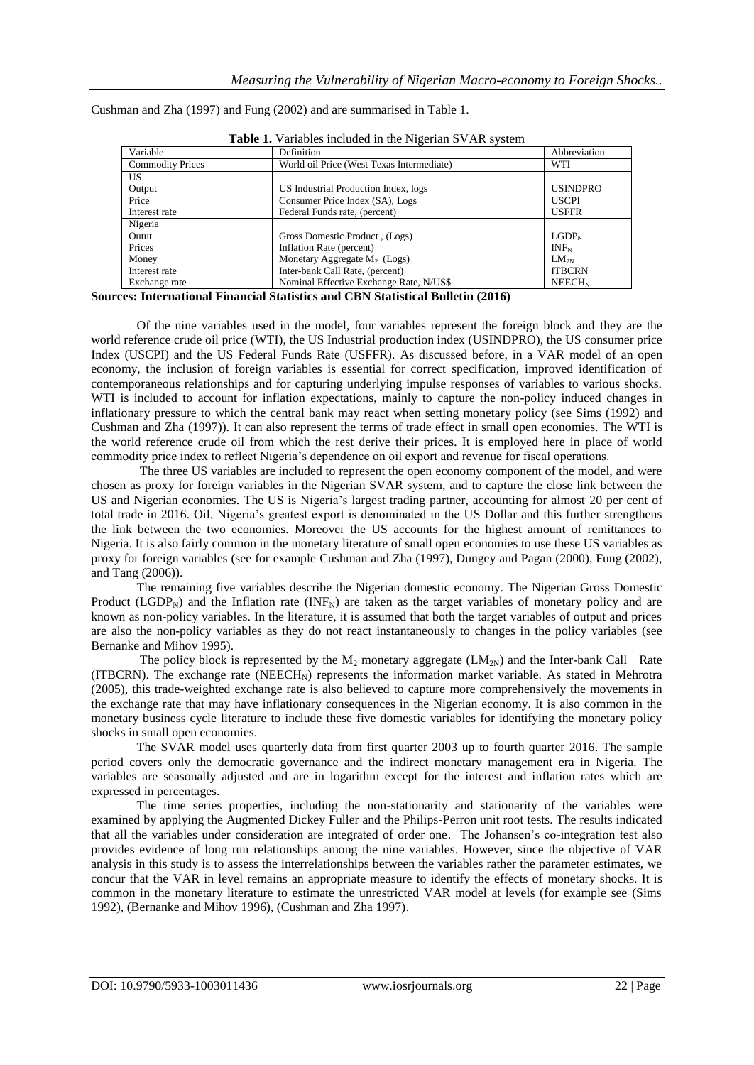Cushman and Zha (1997) and Fung (2002) and are summarised in Table 1.

**Table 1.** Variables included in the Nigerian SVAR system

| Variable | Definition | Abbreviation |
|---|---|---|
| Commodity Prices | World oil Price (West Texas Intermediate) | WTI |
| US | | |
| Output | US Industrial Production Index, logs | USINDPRO |
| Price | Consumer Price Index (SA), Logs | USCPI |
| Interest rate | Federal Funds rate, (percent) | USFFR |
| Nigeria | | |
| Outut | Gross Domestic Product , (Logs) | $LGDP_N$ |
| Prices | Inflation Rate (percent) | $INF_N$ |
| Money | Monetary Aggregate $M_2$ (Logs) | $LM_{2N}$ |
| Interest rate | Inter-bank Call Rate, (percent) | ITBCRN |
| Exchange rate | Nominal Effective Exchange Rate, N/US$ | $NEECH_N$ |

**Sources: International Financial Statistics and CBN Statistical Bulletin (2016)**

Of the nine variables used in the model, four variables represent the foreign block and they are the world reference crude oil price (WTI), the US Industrial production index (USINDPRO), the US consumer price Index (USCPI) and the US Federal Funds Rate (USFFR). As discussed before, in a VAR model of an open economy, the inclusion of foreign variables is essential for correct specification, improved identification of contemporaneous relationships and for capturing underlying impulse responses of variables to various shocks. WTI is included to account for inflation expectations, mainly to capture the non-policy induced changes in inflationary pressure to which the central bank may react when setting monetary policy (see Sims (1992) and Cushman and Zha (1997)). It can also represent the terms of trade effect in small open economies. The WTI is the world reference crude oil from which the rest derive their prices. It is employed here in place of world commodity price index to reflect Nigeria's dependence on oil export and revenue for fiscal operations.

The three US variables are included to represent the open economy component of the model, and were chosen as proxy for foreign variables in the Nigerian SVAR system, and to capture the close link between the US and Nigerian economies. The US is Nigeria's largest trading partner, accounting for almost 20 per cent of total trade in 2016. Oil, Nigeria's greatest export is denominated in the US Dollar and this further strengthens the link between the two economies. Moreover the US accounts for the highest amount of remittances to Nigeria. It is also fairly common in the monetary literature of small open economies to use these US variables as proxy for foreign variables (see for example Cushman and Zha (1997), Dungey and Pagan (2000), Fung (2002), and Tang (2006)).

The remaining five variables describe the Nigerian domestic economy. The Nigerian Gross Domestic Product ($LGDP_N$) and the Inflation rate ($INF_N$) are taken as the target variables of monetary policy and are known as non-policy variables. In the literature, it is assumed that both the target variables of output and prices are also the non-policy variables as they do not react instantaneously to changes in the policy variables (see Bernanke and Mihov 1995).

The policy block is represented by the $M_2$ monetary aggregate ($LM_{2N}$) and the Inter-bank Call Rate (ITBCRN). The exchange rate ($NEECH_N$) represents the information market variable. As stated in Mehrotra (2005), this trade-weighted exchange rate is also believed to capture more comprehensively the movements in the exchange rate that may have inflationary consequences in the Nigerian economy. It is also common in the monetary business cycle literature to include these five domestic variables for identifying the monetary policy shocks in small open economies.

The SVAR model uses quarterly data from first quarter 2003 up to fourth quarter 2016. The sample period covers only the democratic governance and the indirect monetary management era in Nigeria. The variables are seasonally adjusted and are in logarithm except for the interest and inflation rates which are expressed in percentages.

The time series properties, including the non-stationarity and stationarity of the variables were examined by applying the Augmented Dickey Fuller and the Philips-Perron unit root tests. The results indicated that all the variables under consideration are integrated of order one. The Johansen's co-integration test also provides evidence of long run relationships among the nine variables. However, since the objective of VAR analysis in this study is to assess the interrelationships between the variables rather the parameter estimates, we concur that the VAR in level remains an appropriate measure to identify the effects of monetary shocks. It is common in the monetary literature to estimate the unrestricted VAR model at levels (for example see (Sims 1992), (Bernanke and Mihov 1996), (Cushman and Zha 1997).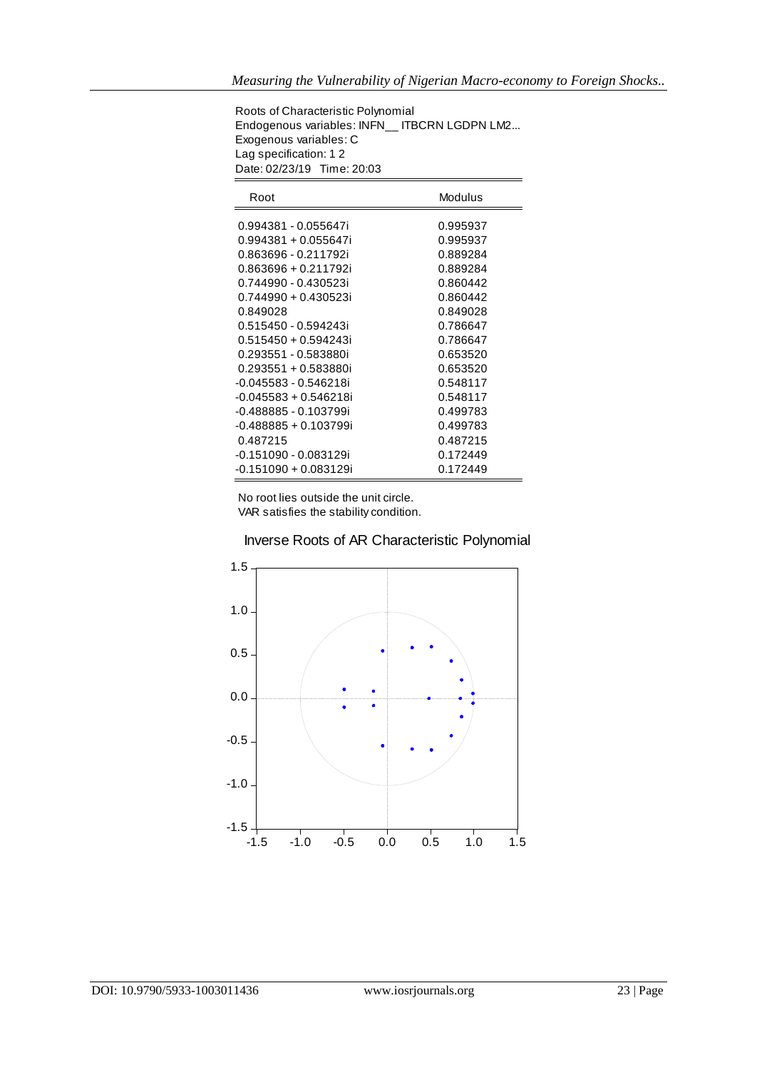Roots of Characteristic Polynomial
Endogenous variables: INFN__ ITBCRN LGDPN LM2...
Exogenous variables: C
Lag specification: 1 2
Date: 02/23/19 Time: 20:03

| Root | Modulus |
|---|---|
| 0.994381 - 0.055647i | 0.995937 |
| 0.994381 + 0.055647i | 0.995937 |
| 0.863696 - 0.211792i | 0.889284 |
| 0.863696 + 0.211792i | 0.889284 |
| 0.744990 - 0.430523i | 0.860442 |
| 0.744990 + 0.430523i | 0.860442 |
| 0.849028 | 0.849028 |
| 0.515450 - 0.594243i | 0.786647 |
| 0.515450 + 0.594243i | 0.786647 |
| 0.293551 - 0.583880i | 0.653520 |
| 0.293551 + 0.583880i | 0.653520 |
| -0.045583 - 0.546218i | 0.548117 |
| -0.045583 + 0.546218i | 0.548117 |
| -0.488885 - 0.103799i | 0.499783 |
| -0.488885 + 0.103799i | 0.499783 |
| 0.487215 | 0.487215 |
| -0.151090 - 0.083129i | 0.172449 |
| -0.151090 + 0.083129i | 0.172449 |

No root lies outside the unit circle.
VAR satisfies the stability condition.

Inverse Roots of AR Characteristic Polynomial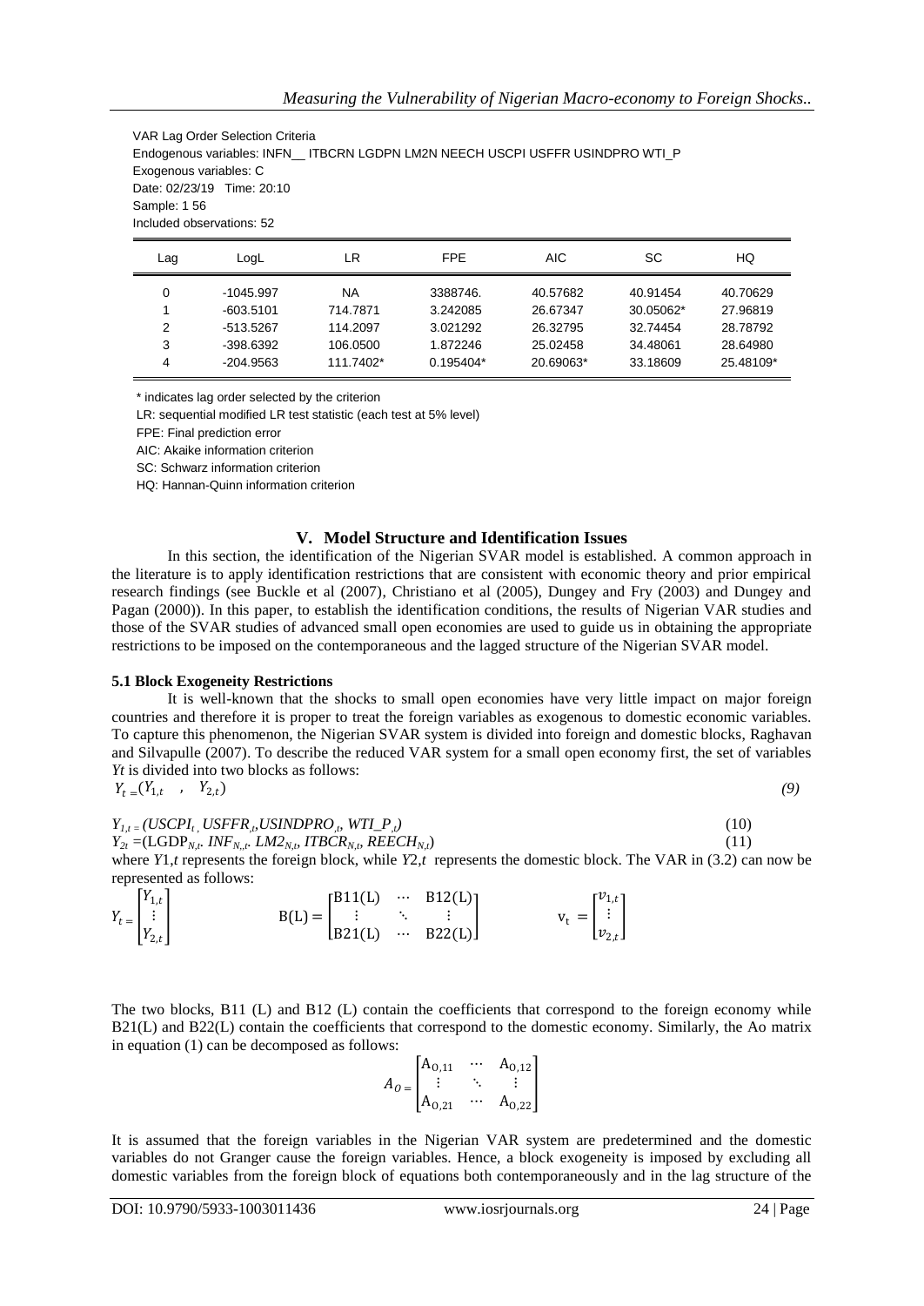VAR Lag Order Selection Criteria
Endogenous variables: INFN__ ITBCRN LGDPN LM2N NEECH USCPI USFFR USINDPRO WTI_P
Exogenous variables: C
Date: 02/23/19 Time: 20:10
Sample: 1 56
Included observations: 52

| Lag | LogL | LR | FPE | AIC | SC | HQ |
|---|---|---|---|---|---|---|
| 0 | -1045.997 | NA | 3388746. | 40.57682 | 40.91454 | 40.70629 |
| 1 | -603.5101 | 714.7871 | 3.242085 | 26.67347 | 30.05062* | 27.96819 |
| 2 | -513.5267 | 114.2097 | 3.021292 | 26.32795 | 32.74454 | 28.78792 |
| 3 | -398.6392 | 106.0500 | 1.872246 | 25.02458 | 34.48061 | 28.64980 |
| 4 | -204.9563 | 111.7402* | 0.195404* | 20.69063* | 33.18609 | 25.48109* |

\* indicates lag order selected by the criterion
LR: sequential modified LR test statistic (each test at 5% level)
FPE: Final prediction error
AIC: Akaike information criterion
SC: Schwarz information criterion
HQ: Hannan-Quinn information criterion

## V. Model Structure and Identification Issues

In this section, the identification of the Nigerian SVAR model is established. A common approach in the literature is to apply identification restrictions that are consistent with economic theory and prior empirical research findings (see Buckle et al (2007), Christiano et al (2005), Dungey and Fry (2003) and Dungey and Pagan (2000)). In this paper, to establish the identification conditions, the results of Nigerian VAR studies and those of the SVAR studies of advanced small open economies are used to guide us in obtaining the appropriate restrictions to be imposed on the contemporaneous and the lagged structure of the Nigerian SVAR model.

### 5.1 Block Exogeneity Restrictions

It is well-known that the shocks to small open economies have very little impact on major foreign countries and therefore it is proper to treat the foreign variables as exogenous to domestic economic variables. To capture this phenomenon, the Nigerian SVAR system is divided into foreign and domestic blocks, Raghavan and Silvapulle (2007). To describe the reduced VAR system for a small open economy first, the set of variables $Yt$ is divided into two blocks as follows:

$$Y_t = (Y_{1,t} \quad , \quad Y_{2,t}) \tag{9}$$

$$Y_{1,t} = (USCPI_t, USFFR_t, USINDPRO_t, WTI\_P_t) \tag{10}$$

$$Y_{2t} = (LGDP_{N,t}, INF_{N,t}, LM2_{N,t}, ITBCR_{N,t}, REECH_{N,t}) \tag{11}$$

where $Y1,t$ represents the foreign block, while $Y2,t$ represents the domestic block. The VAR in (3.2) can now be represented as follows:

$$Y_t = \begin{bmatrix} Y_{1,t} \\ \vdots \\ Y_{2,t} \end{bmatrix} \qquad \mathrm{B(L)} = \begin{bmatrix} \mathrm{B11(L)} & \cdots & \mathrm{B12(L)} \\ \vdots & \ddots & \vdots \\ \mathrm{B21(L)} & \cdots & \mathrm{B22(L)} \end{bmatrix} \qquad \mathrm{v_t} = \begin{bmatrix} v_{1,t} \\ \vdots \\ v_{2,t} \end{bmatrix}$$

The two blocks, B11 (L) and B12 (L) contain the coefficients that correspond to the foreign economy while B21(L) and B22(L) contain the coefficients that correspond to the domestic economy. Similarly, the Ao matrix in equation (1) can be decomposed as follows:

$$A_O = \begin{bmatrix} \mathrm{A_{O,11}} & \cdots & \mathrm{A_{O,12}} \\ \vdots & \ddots & \vdots \\ \mathrm{A_{O,21}} & \cdots & \mathrm{A_{O,22}} \end{bmatrix}$$

It is assumed that the foreign variables in the Nigerian VAR system are predetermined and the domestic variables do not Granger cause the foreign variables. Hence, a block exogeneity is imposed by excluding all domestic variables from the foreign block of equations both contemporaneously and in the lag structure of the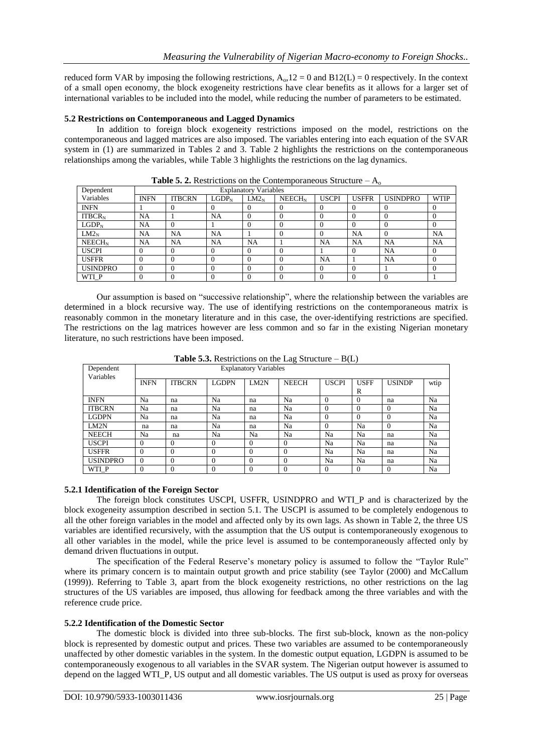reduced form VAR by imposing the following restrictions, $A_o,12 = 0$ and $B12(L) = 0$ respectively. In the context of a small open economy, the block exogeneity restrictions have clear benefits as it allows for a larger set of international variables to be included into the model, while reducing the number of parameters to be estimated.

### 5.2 Restrictions on Contemporaneous and Lagged Dynamics

In addition to foreign block exogeneity restrictions imposed on the model, restrictions on the contemporaneous and lagged matrices are also imposed. The variables entering into each equation of the SVAR system in (1) are summarized in Tables 2 and 3. Table 2 highlights the restrictions on the contemporaneous relationships among the variables, while Table 3 highlights the restrictions on the lag dynamics.

**Table 5. 2.** Restrictions on the Contemporaneous Structure – $A_o$

| Dependent Variables | Explanatory Variables | | | | | | | | |
|---|---|---|---|---|---|---|---|---|---|
| | INFN | ITBCRN | $LGDP_N$ | $LM2_N$ | $NEECH_N$ | USCPI | USFFR | USINDPRO | WTIP |
| INFN | 1 | 0 | 0 | 0 | 0 | 0 | 0 | 0 | 0 |
| $ITBCR_N$ | NA | 1 | NA | 0 | 0 | 0 | 0 | 0 | 0 |
| $LGDP_N$ | NA | 0 | 1 | 0 | 0 | 0 | 0 | 0 | 0 |
| $LM2_N$ | NA | NA | NA | 1 | 0 | 0 | NA | 0 | NA |
| $NEECH_N$ | NA | NA | NA | NA | 1 | NA | NA | NA | NA |
| USCPI | 0 | 0 | 0 | 0 | 0 | 1 | 0 | NA | 0 |
| USFFR | 0 | 0 | 0 | 0 | 0 | NA | 1 | NA | 0 |
| USINDPRO | 0 | 0 | 0 | 0 | 0 | 0 | 0 | 1 | 0 |
| WTI_P | 0 | 0 | 0 | 0 | 0 | 0 | 0 | 0 | 1 |

Our assumption is based on "successive relationship", where the relationship between the variables are determined in a block recursive way. The use of identifying restrictions on the contemporaneous matrix is reasonably common in the monetary literature and in this case, the over-identifying restrictions are specified. The restrictions on the lag matrices however are less common and so far in the existing Nigerian monetary literature, no such restrictions have been imposed.

**Table 5.3.** Restrictions on the Lag Structure – B(L)

| Dependent Variables | Explanatory Variables | | | | | | | | |
|---|---|---|---|---|---|---|---|---|---|
| | INFN | ITBCRN | LGDPN | LM2N | NEECH | USCPI | USFFR | USINDP | wtip |
| INFN | Na | na | Na | na | Na | 0 | 0 | na | Na |
| ITBCRN | Na | na | Na | na | Na | 0 | 0 | 0 | Na |
| LGDPN | Na | na | Na | na | Na | 0 | 0 | 0 | Na |
| LM2N | na | na | Na | na | Na | 0 | Na | 0 | Na |
| NEECH | Na | na | Na | Na | Na | Na | Na | na | Na |
| USCPI | 0 | 0 | 0 | 0 | 0 | Na | Na | na | Na |
| USFFR | 0 | 0 | 0 | 0 | 0 | Na | Na | na | Na |
| USINDPRO | 0 | 0 | 0 | 0 | 0 | Na | Na | na | Na |
| WTI_P | 0 | 0 | 0 | 0 | 0 | 0 | 0 | 0 | Na |

#### 5.2.1 Identification of the Foreign Sector

The foreign block constitutes USCPI, USFFR, USINDPRO and WTI_P and is characterized by the block exogeneity assumption described in section 5.1. The USCPI is assumed to be completely endogenous to all the other foreign variables in the model and affected only by its own lags. As shown in Table 2, the three US variables are identified recursively, with the assumption that the US output is contemporaneously exogenous to all other variables in the model, while the price level is assumed to be contemporaneously affected only by demand driven fluctuations in output.

The specification of the Federal Reserve's monetary policy is assumed to follow the "Taylor Rule" where its primary concern is to maintain output growth and price stability (see Taylor (2000) and McCallum (1999)). Referring to Table 3, apart from the block exogeneity restrictions, no other restrictions on the lag structures of the US variables are imposed, thus allowing for feedback among the three variables and with the reference crude price.

#### 5.2.2 Identification of the Domestic Sector

The domestic block is divided into three sub-blocks. The first sub-block, known as the non-policy block is represented by domestic output and prices. These two variables are assumed to be contemporaneously unaffected by other domestic variables in the system. In the domestic output equation, LGDPN is assumed to be contemporaneously exogenous to all variables in the SVAR system. The Nigerian output however is assumed to depend on the lagged WTI_P, US output and all domestic variables. The US output is used as proxy for overseas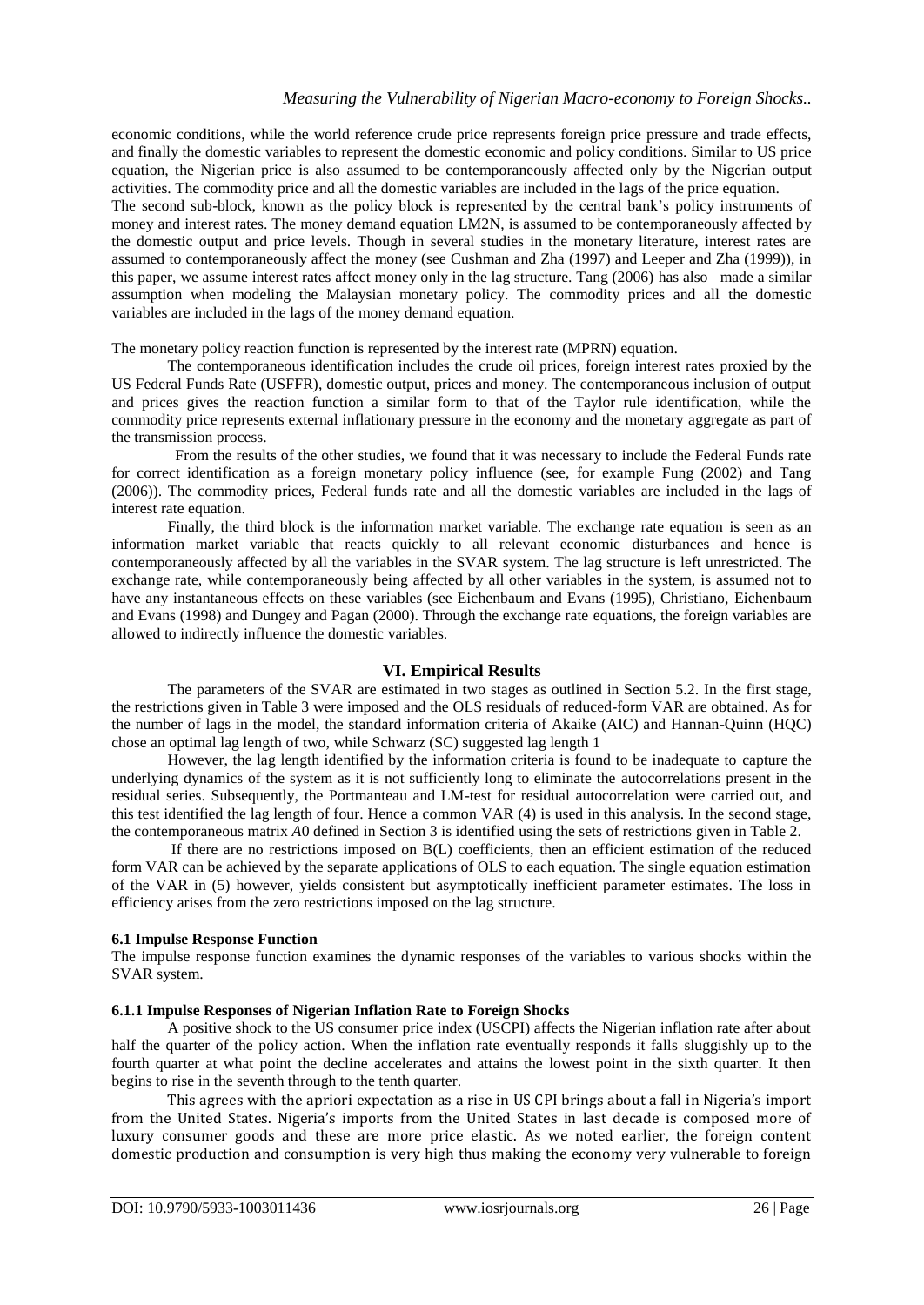economic conditions, while the world reference crude price represents foreign price pressure and trade effects, and finally the domestic variables to represent the domestic economic and policy conditions. Similar to US price equation, the Nigerian price is also assumed to be contemporaneously affected only by the Nigerian output activities. The commodity price and all the domestic variables are included in the lags of the price equation.

The second sub-block, known as the policy block is represented by the central bank's policy instruments of money and interest rates. The money demand equation LM2N, is assumed to be contemporaneously affected by the domestic output and price levels. Though in several studies in the monetary literature, interest rates are assumed to contemporaneously affect the money (see Cushman and Zha (1997) and Leeper and Zha (1999)), in this paper, we assume interest rates affect money only in the lag structure. Tang (2006) has also made a similar assumption when modeling the Malaysian monetary policy. The commodity prices and all the domestic variables are included in the lags of the money demand equation.

The monetary policy reaction function is represented by the interest rate (MPRN) equation.

The contemporaneous identification includes the crude oil prices, foreign interest rates proxied by the US Federal Funds Rate (USFFR), domestic output, prices and money. The contemporaneous inclusion of output and prices gives the reaction function a similar form to that of the Taylor rule identification, while the commodity price represents external inflationary pressure in the economy and the monetary aggregate as part of the transmission process.

From the results of the other studies, we found that it was necessary to include the Federal Funds rate for correct identification as a foreign monetary policy influence (see, for example Fung (2002) and Tang (2006)). The commodity prices, Federal funds rate and all the domestic variables are included in the lags of interest rate equation.

Finally, the third block is the information market variable. The exchange rate equation is seen as an information market variable that reacts quickly to all relevant economic disturbances and hence is contemporaneously affected by all the variables in the SVAR system. The lag structure is left unrestricted. The exchange rate, while contemporaneously being affected by all other variables in the system, is assumed not to have any instantaneous effects on these variables (see Eichenbaum and Evans (1995), Christiano, Eichenbaum and Evans (1998) and Dungey and Pagan (2000). Through the exchange rate equations, the foreign variables are allowed to indirectly influence the domestic variables.

## VI. Empirical Results

The parameters of the SVAR are estimated in two stages as outlined in Section 5.2. In the first stage, the restrictions given in Table 3 were imposed and the OLS residuals of reduced-form VAR are obtained. As for the number of lags in the model, the standard information criteria of Akaike (AIC) and Hannan-Quinn (HQC) chose an optimal lag length of two, while Schwarz (SC) suggested lag length 1

However, the lag length identified by the information criteria is found to be inadequate to capture the underlying dynamics of the system as it is not sufficiently long to eliminate the autocorrelations present in the residual series. Subsequently, the Portmanteau and LM-test for residual autocorrelation were carried out, and this test identified the lag length of four. Hence a common VAR (4) is used in this analysis. In the second stage, the contemporaneous matrix $A0$ defined in Section 3 is identified using the sets of restrictions given in Table 2.

If there are no restrictions imposed on B(L) coefficients, then an efficient estimation of the reduced form VAR can be achieved by the separate applications of OLS to each equation. The single equation estimation of the VAR in (5) however, yields consistent but asymptotically inefficient parameter estimates. The loss in efficiency arises from the zero restrictions imposed on the lag structure.

### 6.1 Impulse Response Function

The impulse response function examines the dynamic responses of the variables to various shocks within the SVAR system.

#### 6.1.1 Impulse Responses of Nigerian Inflation Rate to Foreign Shocks

A positive shock to the US consumer price index (USCPI) affects the Nigerian inflation rate after about half the quarter of the policy action. When the inflation rate eventually responds it falls sluggishly up to the fourth quarter at what point the decline accelerates and attains the lowest point in the sixth quarter. It then begins to rise in the seventh through to the tenth quarter.

This agrees with the apriori expectation as a rise in US CPI brings about a fall in Nigeria's import from the United States. Nigeria's imports from the United States in last decade is composed more of luxury consumer goods and these are more price elastic. As we noted earlier, the foreign content domestic production and consumption is very high thus making the economy very vulnerable to foreign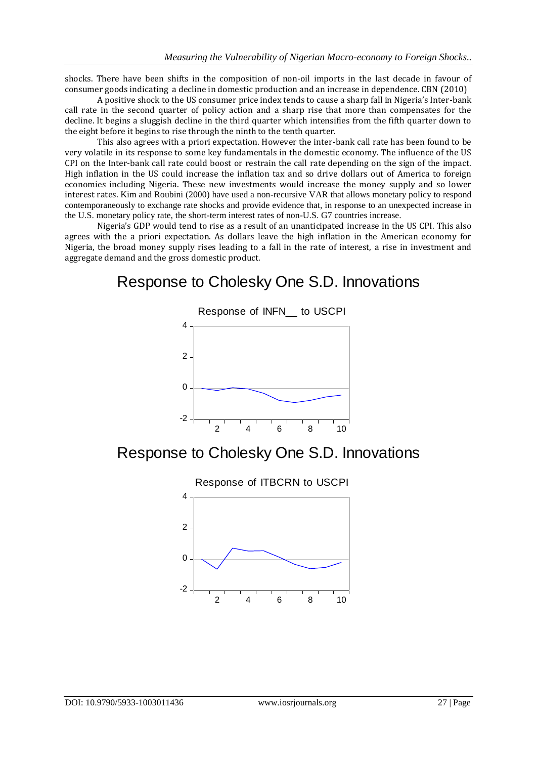shocks. There have been shifts in the composition of non-oil imports in the last decade in favour of consumer goods indicating a decline in domestic production and an increase in dependence. CBN (2010)

A positive shock to the US consumer price index tends to cause a sharp fall in Nigeria's Inter-bank call rate in the second quarter of policy action and a sharp rise that more than compensates for the decline. It begins a sluggish decline in the third quarter which intensifies from the fifth quarter down to the eight before it begins to rise through the ninth to the tenth quarter.

This also agrees with a priori expectation. However the inter-bank call rate has been found to be very volatile in its response to some key fundamentals in the domestic economy. The influence of the US CPI on the Inter-bank call rate could boost or restrain the call rate depending on the sign of the impact. High inflation in the US could increase the inflation tax and so drive dollars out of America to foreign economies including Nigeria. These new investments would increase the money supply and so lower interest rates. Kim and Roubini (2000) have used a non-recursive VAR that allows monetary policy to respond contemporaneously to exchange rate shocks and provide evidence that, in response to an unexpected increase in the U.S. monetary policy rate, the short-term interest rates of non-U.S. G7 countries increase.

Nigeria's GDP would tend to rise as a result of an unanticipated increase in the US CPI. This also agrees with the a priori expectation. As dollars leave the high inflation in the American economy for Nigeria, the broad money supply rises leading to a fall in the rate of interest, a rise in investment and aggregate demand and the gross domestic product.

## Response to Cholesky One S.D. Innovations

Response of INFN__ to USCPI

## Response to Cholesky One S.D. Innovations

Response of ITBCRN to USCPI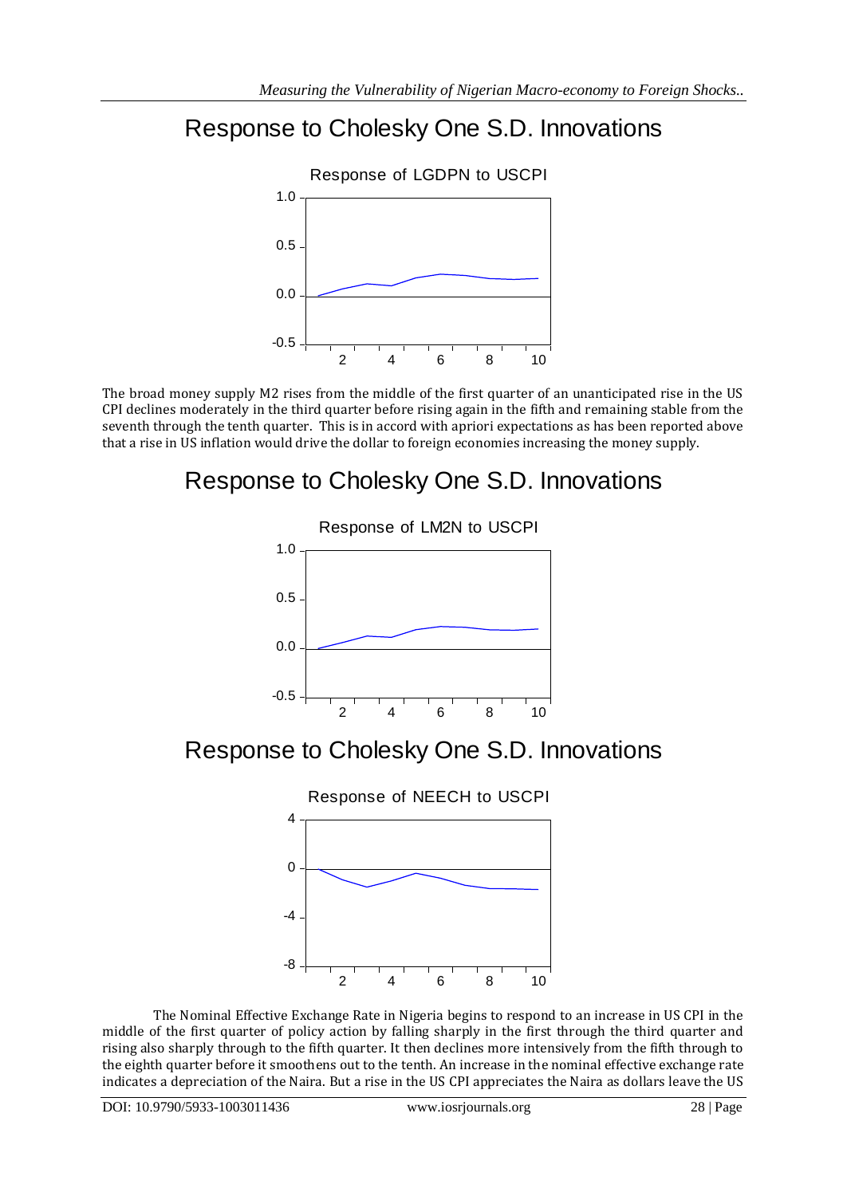## Response to Cholesky One S.D. Innovations

Response of LGDPN to USCPI

The broad money supply M2 rises from the middle of the first quarter of an unanticipated rise in the US CPI declines moderately in the third quarter before rising again in the fifth and remaining stable from the seventh through the tenth quarter. This is in accord with apriori expectations as has been reported above that a rise in US inflation would drive the dollar to foreign economies increasing the money supply.

## Response to Cholesky One S.D. Innovations

Response of LM2N to USCPI

## Response to Cholesky One S.D. Innovations

Response of NEECH to USCPI

The Nominal Effective Exchange Rate in Nigeria begins to respond to an increase in US CPI in the middle of the first quarter of policy action by falling sharply in the first through the third quarter and rising also sharply through to the fifth quarter. It then declines more intensively from the fifth through to the eighth quarter before it smoothens out to the tenth. An increase in the nominal effective exchange rate indicates a depreciation of the Naira. But a rise in the US CPI appreciates the Naira as dollars leave the US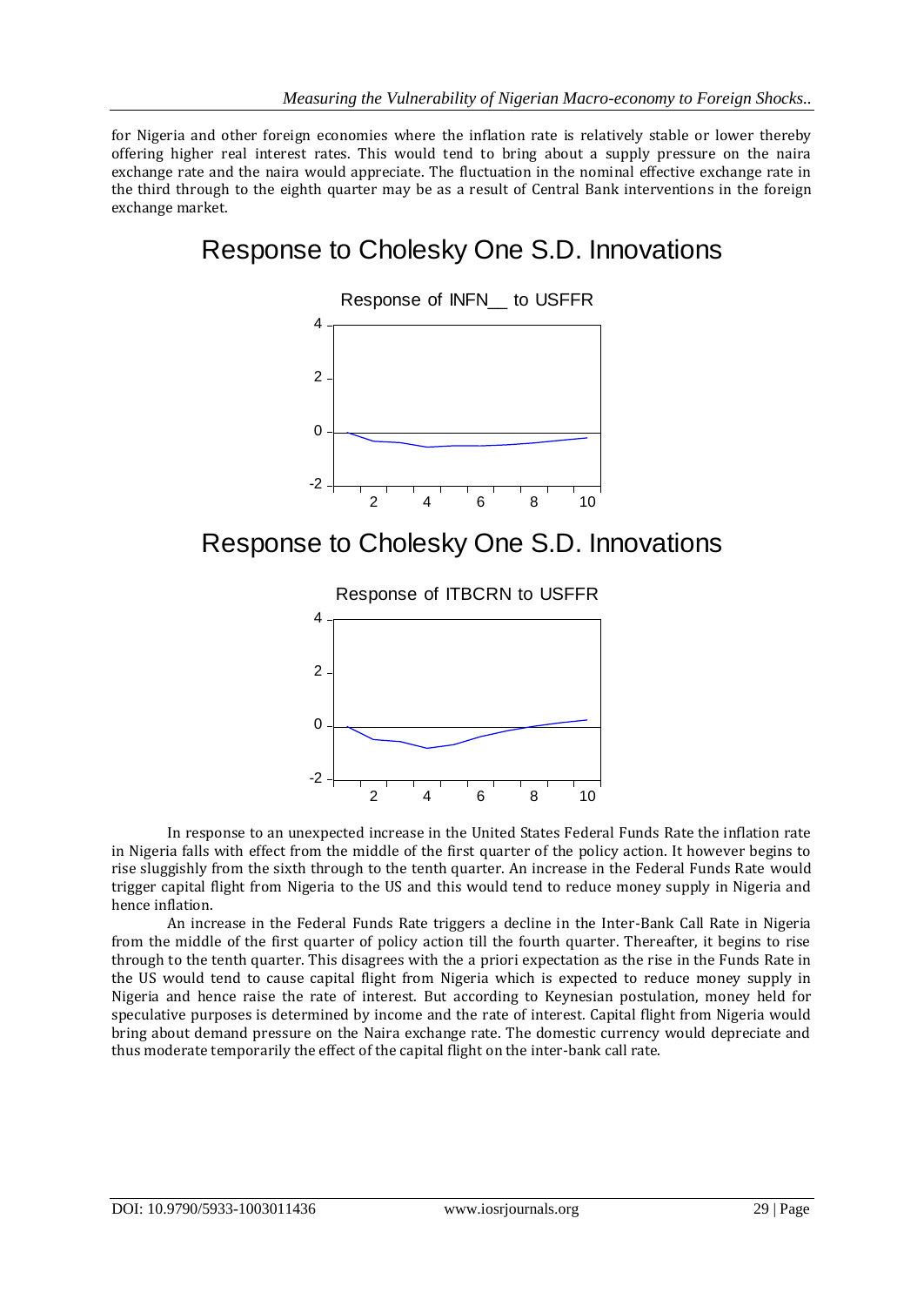for Nigeria and other foreign economies where the inflation rate is relatively stable or lower thereby offering higher real interest rates. This would tend to bring about a supply pressure on the naira exchange rate and the naira would appreciate. The fluctuation in the nominal effective exchange rate in the third through to the eighth quarter may be as a result of Central Bank interventions in the foreign exchange market.

## Response to Cholesky One S.D. Innovations

Response of INFN__ to USFFR

## Response to Cholesky One S.D. Innovations

Response of ITBCRN to USFFR

In response to an unexpected increase in the United States Federal Funds Rate the inflation rate in Nigeria falls with effect from the middle of the first quarter of the policy action. It however begins to rise sluggishly from the sixth through to the tenth quarter. An increase in the Federal Funds Rate would trigger capital flight from Nigeria to the US and this would tend to reduce money supply in Nigeria and hence inflation.

An increase in the Federal Funds Rate triggers a decline in the Inter-Bank Call Rate in Nigeria from the middle of the first quarter of policy action till the fourth quarter. Thereafter, it begins to rise through to the tenth quarter. This disagrees with the a priori expectation as the rise in the Funds Rate in the US would tend to cause capital flight from Nigeria which is expected to reduce money supply in Nigeria and hence raise the rate of interest. But according to Keynesian postulation, money held for speculative purposes is determined by income and the rate of interest. Capital flight from Nigeria would bring about demand pressure on the Naira exchange rate. The domestic currency would depreciate and thus moderate temporarily the effect of the capital flight on the inter-bank call rate.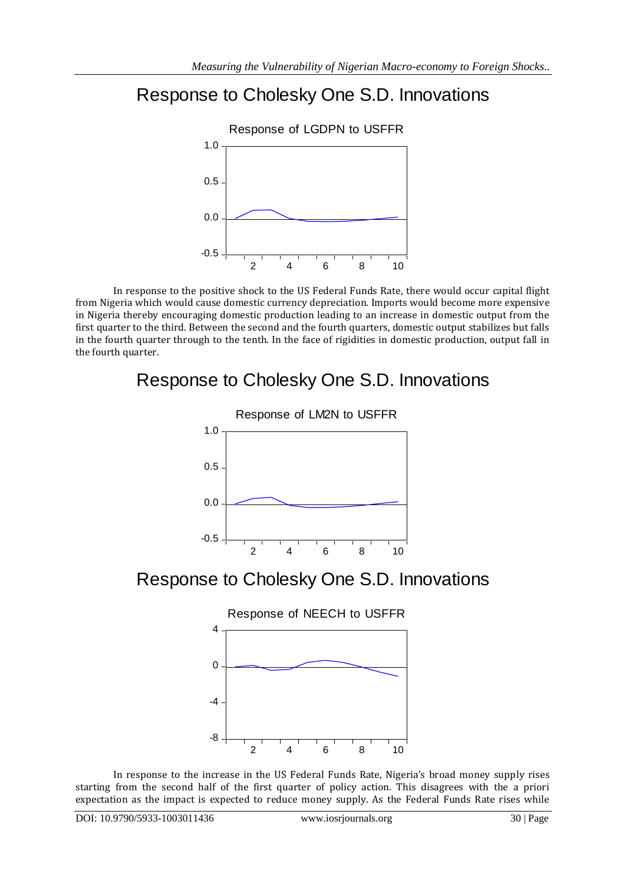## Response to Cholesky One S.D. Innovations

Response of LGDPN to USFFR

In response to the positive shock to the US Federal Funds Rate, there would occur capital flight from Nigeria which would cause domestic currency depreciation. Imports would become more expensive in Nigeria thereby encouraging domestic production leading to an increase in domestic output from the first quarter to the third. Between the second and the fourth quarters, domestic output stabilizes but falls in the fourth quarter through to the tenth. In the face of rigidities in domestic production, output fall in the fourth quarter.

## Response to Cholesky One S.D. Innovations

Response of LM2N to USFFR

## Response to Cholesky One S.D. Innovations

Response of NEECH to USFFR

In response to the increase in the US Federal Funds Rate, Nigeria's broad money supply rises starting from the second half of the first quarter of policy action. This disagrees with the a priori expectation as the impact is expected to reduce money supply. As the Federal Funds Rate rises while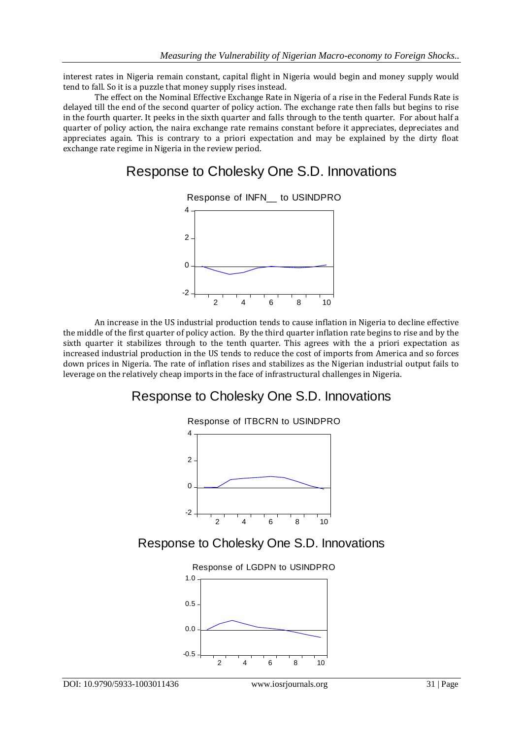interest rates in Nigeria remain constant, capital flight in Nigeria would begin and money supply would tend to fall. So it is a puzzle that money supply rises instead.

The effect on the Nominal Effective Exchange Rate in Nigeria of a rise in the Federal Funds Rate is delayed till the end of the second quarter of policy action. The exchange rate then falls but begins to rise in the fourth quarter. It peeks in the sixth quarter and falls through to the tenth quarter. For about half a quarter of policy action, the naira exchange rate remains constant before it appreciates, depreciates and appreciates again. This is contrary to a priori expectation and may be explained by the dirty float exchange rate regime in Nigeria in the review period.

## Response to Cholesky One S.D. Innovations

Response of INFN__ to USINDPRO

An increase in the US industrial production tends to cause inflation in Nigeria to decline effective the middle of the first quarter of policy action. By the third quarter inflation rate begins to rise and by the sixth quarter it stabilizes through to the tenth quarter. This agrees with the a priori expectation as increased industrial production in the US tends to reduce the cost of imports from America and so forces down prices in Nigeria. The rate of inflation rises and stabilizes as the Nigerian industrial output fails to leverage on the relatively cheap imports in the face of infrastructural challenges in Nigeria.

## Response to Cholesky One S.D. Innovations

Response of ITBCRN to USINDPRO

## Response to Cholesky One S.D. Innovations

Response of LGDPN to USINDPRO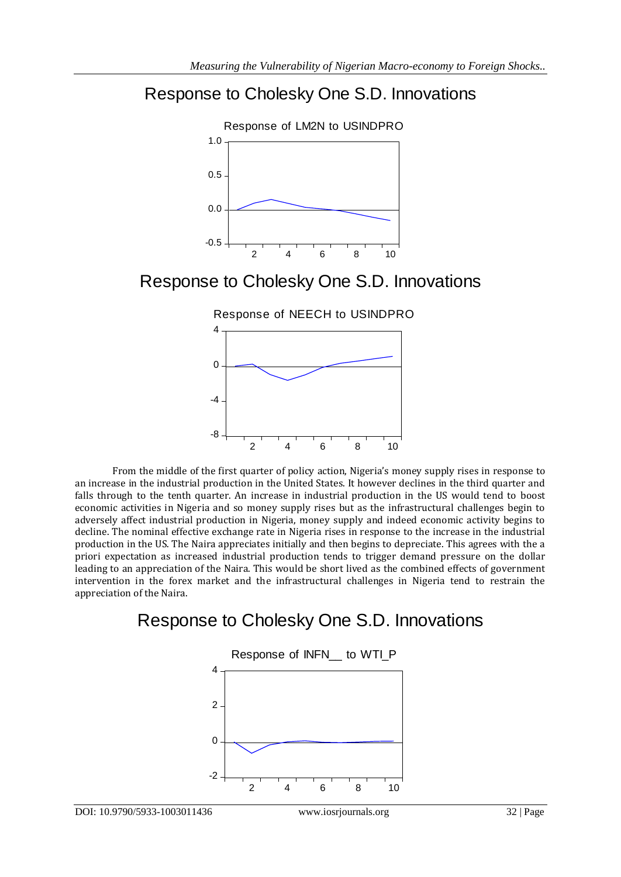## Response to Cholesky One S.D. Innovations

Response of LM2N to USINDPRO

## Response to Cholesky One S.D. Innovations

Response of NEECH to USINDPRO

From the middle of the first quarter of policy action, Nigeria's money supply rises in response to an increase in the industrial production in the United States. It however declines in the third quarter and falls through to the tenth quarter. An increase in industrial production in the US would tend to boost economic activities in Nigeria and so money supply rises but as the infrastructural challenges begin to adversely affect industrial production in Nigeria, money supply and indeed economic activity begins to decline. The nominal effective exchange rate in Nigeria rises in response to the increase in the industrial production in the US. The Naira appreciates initially and then begins to depreciate. This agrees with the a priori expectation as increased industrial production tends to trigger demand pressure on the dollar leading to an appreciation of the Naira. This would be short lived as the combined effects of government intervention in the forex market and the infrastructural challenges in Nigeria tend to restrain the appreciation of the Naira.

## Response to Cholesky One S.D. Innovations

Response of INFN__ to WTI_P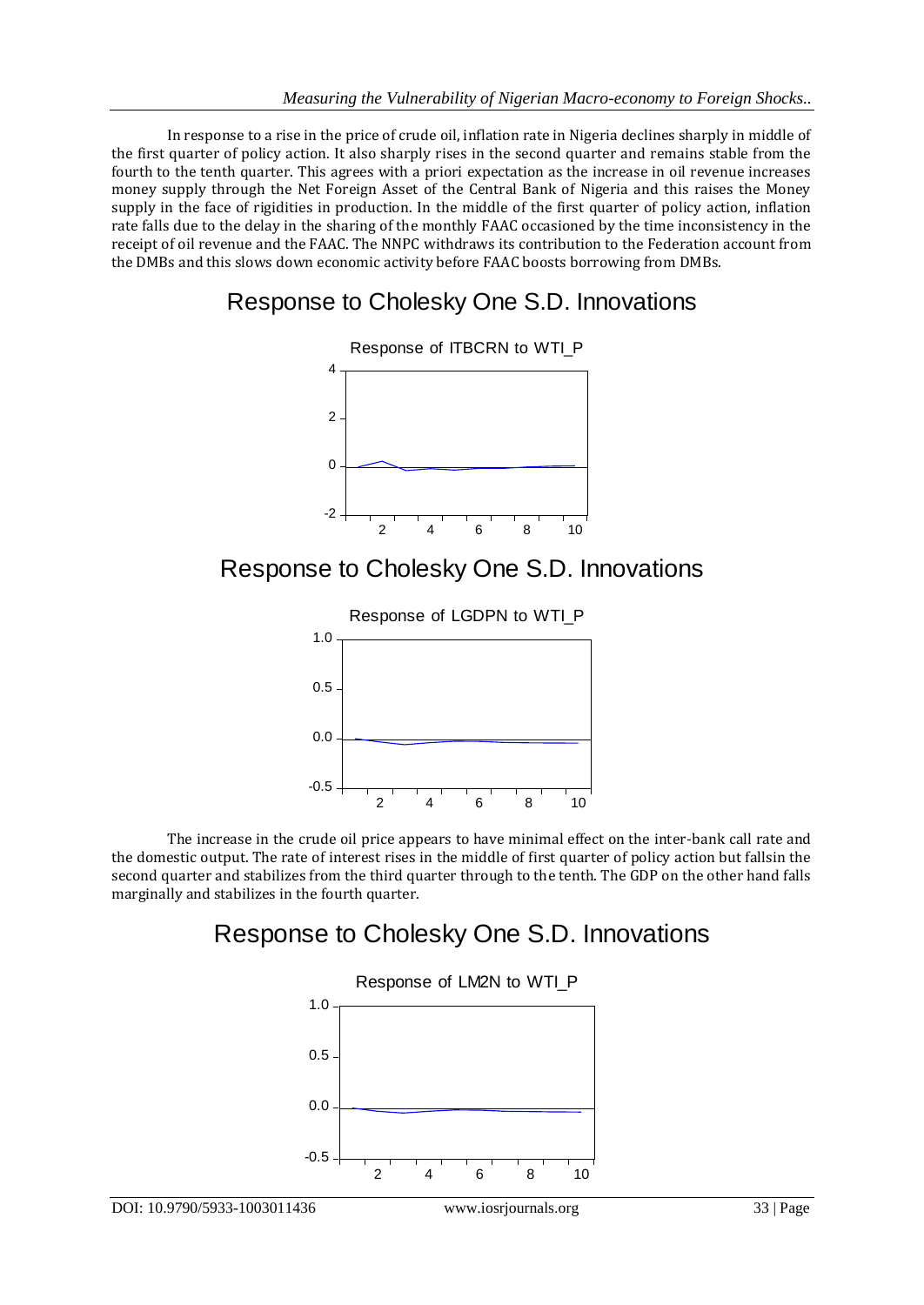In response to a rise in the price of crude oil, inflation rate in Nigeria declines sharply in middle of the first quarter of policy action. It also sharply rises in the second quarter and remains stable from the fourth to the tenth quarter. This agrees with a priori expectation as the increase in oil revenue increases money supply through the Net Foreign Asset of the Central Bank of Nigeria and this raises the Money supply in the face of rigidities in production. In the middle of the first quarter of policy action, inflation rate falls due to the delay in the sharing of the monthly FAAC occasioned by the time inconsistency in the receipt of oil revenue and the FAAC. The NNPC withdraws its contribution to the Federation account from the DMBs and this slows down economic activity before FAAC boosts borrowing from DMBs.

## Response to Cholesky One S.D. Innovations

Response of ITBCRN to WTI_P

## Response to Cholesky One S.D. Innovations

Response of LGDPN to WTI_P

The increase in the crude oil price appears to have minimal effect on the inter-bank call rate and the domestic output. The rate of interest rises in the middle of first quarter of policy action but fallsin the second quarter and stabilizes from the third quarter through to the tenth. The GDP on the other hand falls marginally and stabilizes in the fourth quarter.

## Response to Cholesky One S.D. Innovations

Response of LM2N to WTI_P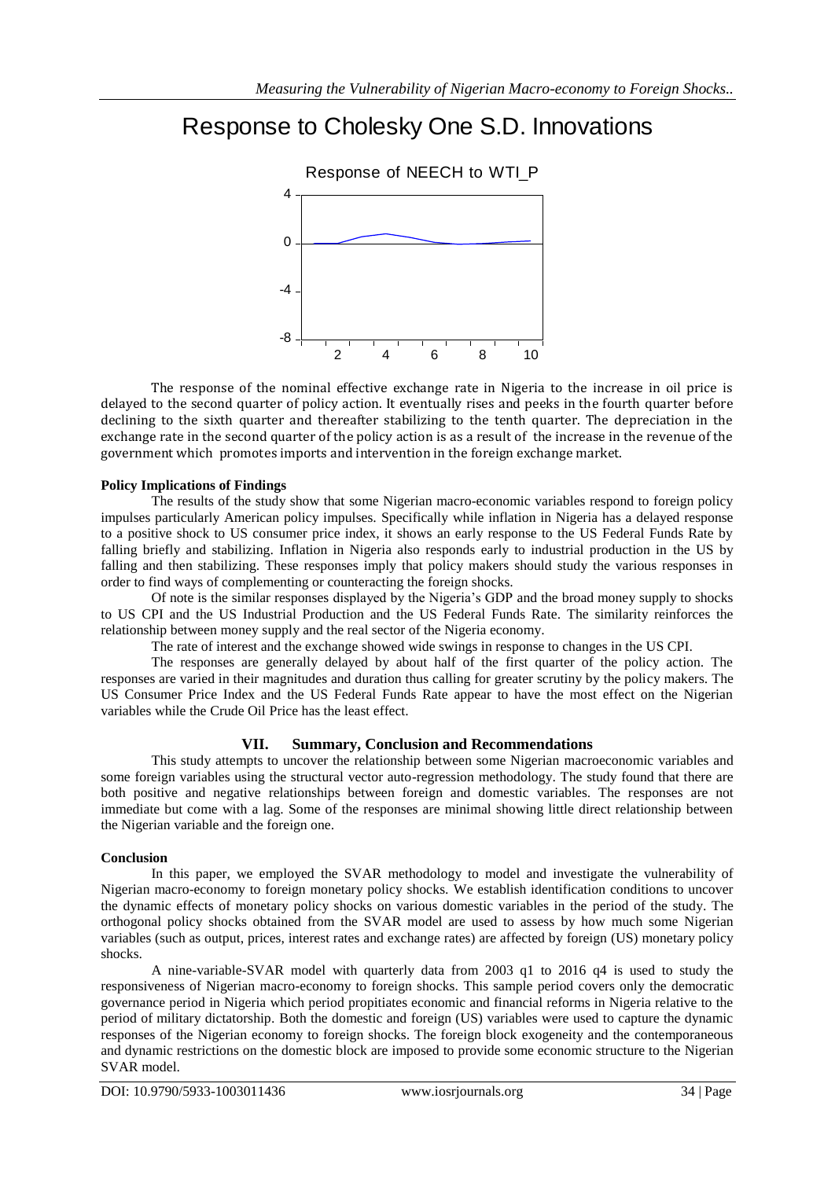## Response to Cholesky One S.D. Innovations

Response of NEECH to WTI_P

The response of the nominal effective exchange rate in Nigeria to the increase in oil price is delayed to the second quarter of policy action. It eventually rises and peeks in the fourth quarter before declining to the sixth quarter and thereafter stabilizing to the tenth quarter. The depreciation in the exchange rate in the second quarter of the policy action is as a result of the increase in the revenue of the government which promotes imports and intervention in the foreign exchange market.

**Policy Implications of Findings**

The results of the study show that some Nigerian macro-economic variables respond to foreign policy impulses particularly American policy impulses. Specifically while inflation in Nigeria has a delayed response to a positive shock to US consumer price index, it shows an early response to the US Federal Funds Rate by falling briefly and stabilizing. Inflation in Nigeria also responds early to industrial production in the US by falling and then stabilizing. These responses imply that policy makers should study the various responses in order to find ways of complementing or counteracting the foreign shocks.

Of note is the similar responses displayed by the Nigeria's GDP and the broad money supply to shocks to US CPI and the US Industrial Production and the US Federal Funds Rate. The similarity reinforces the relationship between money supply and the real sector of the Nigeria economy.

The rate of interest and the exchange showed wide swings in response to changes in the US CPI.

The responses are generally delayed by about half of the first quarter of the policy action. The responses are varied in their magnitudes and duration thus calling for greater scrutiny by the policy makers. The US Consumer Price Index and the US Federal Funds Rate appear to have the most effect on the Nigerian variables while the Crude Oil Price has the least effect.

## VII. Summary, Conclusion and Recommendations

This study attempts to uncover the relationship between some Nigerian macroeconomic variables and some foreign variables using the structural vector auto-regression methodology. The study found that there are both positive and negative relationships between foreign and domestic variables. The responses are not immediate but come with a lag. Some of the responses are minimal showing little direct relationship between the Nigerian variable and the foreign one.

**Conclusion**

In this paper, we employed the SVAR methodology to model and investigate the vulnerability of Nigerian macro-economy to foreign monetary policy shocks. We establish identification conditions to uncover the dynamic effects of monetary policy shocks on various domestic variables in the period of the study. The orthogonal policy shocks obtained from the SVAR model are used to assess by how much some Nigerian variables (such as output, prices, interest rates and exchange rates) are affected by foreign (US) monetary policy shocks.

A nine-variable-SVAR model with quarterly data from 2003 q1 to 2016 q4 is used to study the responsiveness of Nigerian macro-economy to foreign shocks. This sample period covers only the democratic governance period in Nigeria which period propitiates economic and financial reforms in Nigeria relative to the period of military dictatorship. Both the domestic and foreign (US) variables were used to capture the dynamic responses of the Nigerian economy to foreign shocks. The foreign block exogeneity and the contemporaneous and dynamic restrictions on the domestic block are imposed to provide some economic structure to the Nigerian SVAR model.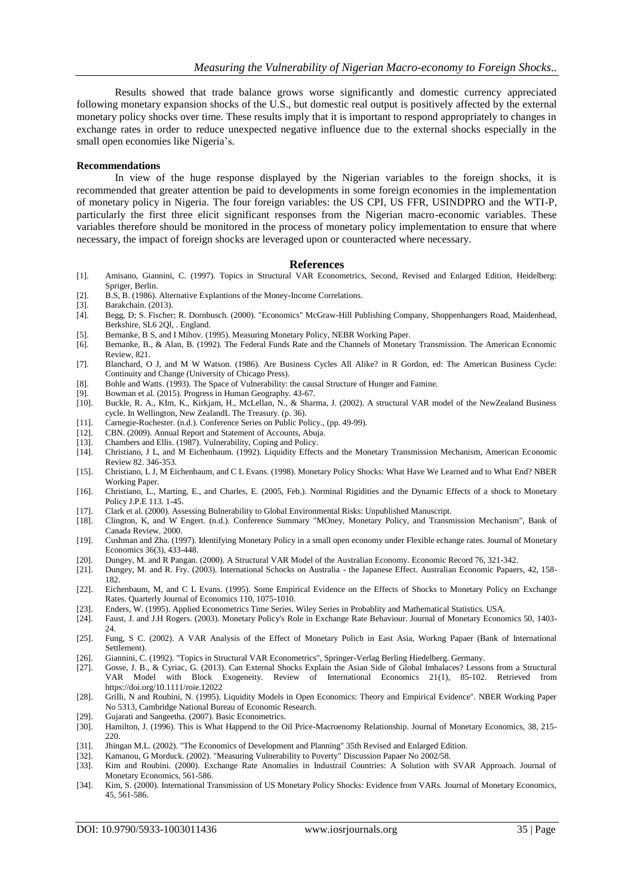Results showed that trade balance grows worse significantly and domestic currency appreciated following monetary expansion shocks of the U.S., but domestic real output is positively affected by the external monetary policy shocks over time. These results imply that it is important to respond appropriately to changes in exchange rates in order to reduce unexpected negative influence due to the external shocks especially in the small open economies like Nigeria's.

**Recommendations**

In view of the huge response displayed by the Nigerian variables to the foreign shocks, it is recommended that greater attention be paid to developments in some foreign economies in the implementation of monetary policy in Nigeria. The four foreign variables: the US CPI, US FFR, USINDPRO and the WTI-P, particularly the first three elicit significant responses from the Nigerian macro-economic variables. These variables therefore should be monitored in the process of monetary policy implementation to ensure that where necessary, the impact of foreign shocks are leveraged upon or counteracted where necessary.

## References

[1]. Amisano, Giannini, C. (1997). Topics in Structural VAR Econometrics, Second, Revised and Enlarged Edition, Heidelberg: Spriger, Berlin.

[2]. B.S, B. (1986). Alternative Explantions of the Money-Income Correlations.

[3]. Barakchain. (2013).

[4]. Begg, D; S. Fischer; R. Dornbusch. (2000). "Economics" McGraw-Hill Publishing Company, Shoppenhangers Road, Maidenhead, Berkshire, SL6 2Ql, . England.

[5]. Bernanke, B S, and I Mihov. (1995). Measuring Monetary Policy, NEBR Working Paper.

[6]. Bernanke, B., & Alan, B. (1992). The Federal Funds Rate and the Channels of Monetary Transmission. The American Economic Review, 821.

[7]. Blanchard, O J, and M W Watson. (1986). Are Business Cycles All Alike? in R Gordon, ed: The American Business Cycle: Continuity and Change (University of Chicago Press).

[8]. Bohle and Watts. (1993). The Space of Vulnerability: the causal Structure of Hunger and Famine.

[9]. Bowman et al. (2015). Progress in Human Geography. 43-67.

[10]. Buckle, R. A., KIm, K., Kirkjam, H., McLellan, N., & Sharma, J. (2002). A structural VAR model of the NewZealand Business cycle. In Wellington, New ZealandL The Treasury. (p. 36).

[11]. Carnegie-Rochester. (n.d.). Conference Series on Public Policy., (pp. 49-99).

[12]. CBN. (2009). Annual Report and Statement of Accounts, Abuja.

[13]. Chambers and Ellis. (1987). Vulnerability, Coping and Policy.

[14]. Christiano, J L, and M Eichenbaum. (1992). Liquidity Effects and the Monetary Transmission Mechanism, American Economic Review 82. 346-353.

[15]. Christiano, L J, M Eichenbaum, and C L Evans. (1998). Monetary Policy Shocks: What Have We Learned and to What End? NBER Working Paper.

[16]. Christiano, L., Marting, E., and Charles, E. (2005, Feb.). Norminal Rigidities and the Dynamic Effects of a shock to Monetary Policy J.P.E 113. 1-45.

[17]. Clark et al. (2000). Assessing Bulnerability to Global Environmental Risks: Unpublished Manuscript.

[18]. Clington, K, and W Engert. (n.d.). Conference Summary "MOney, Monetary Policy, and Transmission Mechanism", Bank of Canada Review. 2000.

[19]. Cushman and Zha. (1997). Identifying Monetary Policy in a small open economy under Flexible echange rates. Journal of Monetary Economics 36(3), 433-448.

[20]. Dungey, M. and R Pangan. (2000). A Structural VAR Model of the Australian Economy. Economic Record 76, 321-342.

[21]. Dungey, M. and R. Fry. (2003). International Schocks on Australia - the Japanese Effect. Australian Economic Papaers, 42, 158-182.

[22]. Eichenbaum, M, and C L Evans. (1995). Some Empirical Evidence on the Effects of Shocks to Monetary Policy on Exchange Rates. Quarterly Journal of Economics 110, 1075-1010.

[23]. Enders, W. (1995). Applied Econometrics Time Series. Wiley Series in Probablity and Mathematical Statistics. USA.

[24]. Faust, J. and J.H Rogers. (2003). Monetary Policy's Role in Exchange Rate Behaviour. Journal of Monetary Economics 50, 1403-24.

[25]. Fung, S C. (2002). A VAR Analysis of the Effect of Monetary Polich in East Asia, Workng Papaer (Bank of International Settlement).

[26]. Giannini, C. (1992). "Topics in Structural VAR Econometrics", Springer-Verlag Berling Hiedelberg. Germany.

[27]. Gosse, J. B., & Cyriac, G. (2013). Can External Shocks Explain the Asian Side of Global Imbalaces? Lessons from a Structural VAR Model with Block Exogeneity. Review of International Economics 21(1), 85-102. Retrieved from https://doi.org/10.1111/roie.12022

[28]. Grilli, N and Roubini, N. (1995). Liquidity Models in Open Economics: Theory and Empirical Evidence". NBER Working Paper No 5313, Cambridge National Bureau of Economic Research.

[29]. Gujarati and Sangeetha. (2007). Basic Econometrics.

[30]. Hamilton, J. (1996). This is What Happend to the Oil Price-Macroenomy Relationship. Journal of Monetary Economics, 38, 215-220.

[31]. Jhingan M.L. (2002). "The Economics of Development and Planning" 35th Revised and Enlarged Edition.

[32]. Kamanou, G Morduck. (2002). "Measuring Vulnerability to Poverty" Discussion Papaer No 2002/58.

[33]. Kim and Roubini. (2000). Exchange Rate Anomalies in Industrail Countries: A Solution with SVAR Approach. Journal of Monetary Economics, 561-586.

[34]. Kim, S. (2000). International Transmission of US Monetary Policy Shocks: Evidence from VARs. Journal of Monetary Economics, 45, 561-586.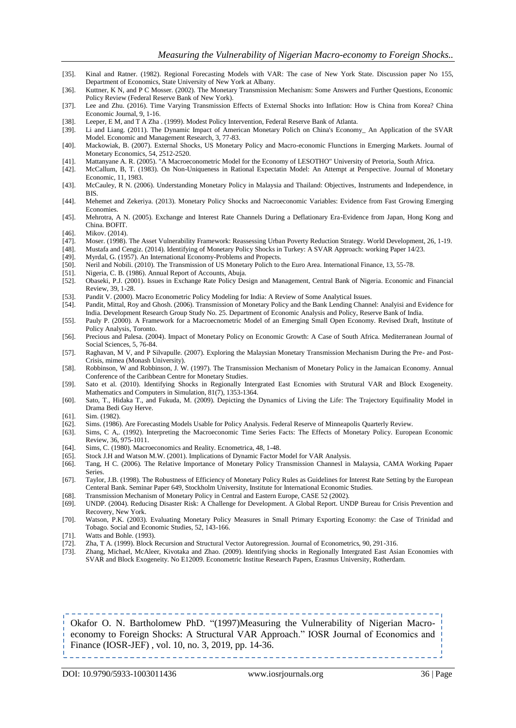[35]. Kinal and Ratner. (1982). Regional Forecasting Models with VAR: The case of New York State. Discussion paper No 155, Department of Economics, State University of New York at Albany.
[36]. Kuttner, K N, and P C Mosser. (2002). The Monetary Transmission Mechanism: Some Answers and Further Questions, Economic Policy Review (Federal Reserve Bank of New York).
[37]. Lee and Zhu. (2016). Time Varying Transmission Effects of External Shocks into Inflation: How is China from Korea? China Economic Journal, 9, 1-16.
[38]. Leeper, E M, and T A Zha . (1999). Modest Policy Intervention, Federal Reserve Bank of Atlanta.
[39]. Li and Liang. (2011). The Dynamic Impact of American Monetary Polich on China's Economy_ An Application of the SVAR Model. Economic and Management Research, 3, 77-83.
[40]. Mackowiak, B. (2007). External Shocks, US Monetary Policy and Macro-economic Flunctions in Emerging Markets. Journal of Monetary Economics, 54, 2512-2520.
[41]. Mattanyane A. R. (2005). "A Macroeconometric Model for the Economy of LESOTHO" University of Pretoria, South Africa.
[42]. McCallum, B, T. (1983). On Non-Uniqueness in Rational Expectatin Model: An Attempt at Perspective. Journal of Monetary Economic, 11, 1983.
[43]. McCauley, R N. (2006). Understanding Monetary Policy in Malaysia and Thailand: Objectives, Instruments and Independence, in BIS.
[44]. Mehemet and Zekeriya. (2013). Monetary Policy Shocks and Nacroeconomic Variables: Evidence from Fast Growing Emerging Economies.
[45]. Mehrotra, A N. (2005). Exchange and Interest Rate Channels During a Deflationary Era-Evidence from Japan, Hong Kong and China. BOFIT.
[46]. Mikov. (2014).
[47]. Moser. (1998). The Asset Vulnerability Framework: Reassessing Urban Poverty Reduction Strategy. World Development, 26, 1-19.
[48]. Mustafa and Cengiz. (2014). Identifying of Monetary Policy Shocks in Turkey: A SVAR Approach: working Paper 14/23.
[49]. Myrdal, G. (1957). An International Economy-Problems and Propects.
[50]. Neril and Nobili. (2010). The Transmission of US Monetary Polich to the Euro Area. International Finance, 13, 55-78.
[51]. Nigeria, C. B. (1986). Annual Report of Accounts, Abuja.
[52]. Obaseki, P.J. (2001). Issues in Exchange Rate Policy Design and Management, Central Bank of Nigeria. Economic and Financial Review, 39, 1-28.
[53]. Pandit V. (2000). Macro Econometric Policy Modeling for India: A Review of Some Analytical Issues.
[54]. Pandit, Mittal, Roy and Ghosh. (2006). Transmission of Monetary Policy and the Bank Lending Channel: Analyisi and Evidence for India. Development Research Group Study No. 25. Department of Economic Analysis and Policy, Reserve Bank of India.
[55]. Pauly P. (2000). A Framework for a Macroecnometric Model of an Emerging Small Open Economy. Revised Draft, Institute of Policy Analysis, Toronto.
[56]. Precious and Palesa. (2004). Impact of Monetary Policy on Economic Growth: A Case of South Africa. Mediterranean Journal of Social Sciences, 5, 76-84.
[57]. Raghavan, M V, and P Silvapulle. (2007). Exploring the Malaysian Monetary Transmission Mechanism During the Pre- and Post-Crisis, mimea (Monash University).
[58]. Robbinson, W and Robbinson, J. W. (1997). The Transmission Mechanism of Monetary Policy in the Jamaican Economy. Annual Conference of the Caribbean Centre for Monetary Studies.
[59]. Sato et al. (2010). Identifying Shocks in Regionally Intergrated East Ecnomies with Strutural VAR and Block Exogeneity. Mathematics and Computers in Simulation, 81(7), 1353-1364.
[60]. Sato, T., Hidaka T., and Fukuda, M. (2009). Depicting the Dynamics of Living the Life: The Trajectory Equifinality Model in Drama Bedi Guy Herve.
[61]. Sim. (1982).
[62]. Sims. (1986). Are Forecasting Models Usable for Policy Analysis. Federal Reserve of Minneapolis Quarterly Review.
[63]. Sims, C A,. (1992). Interpreting the Macroeconomic Time Series Facts: The Effects of Monetary Policy. European Economic Review, 36, 975-1011.
[64]. Sims, C. (1980). Macroeconomics and Reality. Ecnometrica, 48, 1-48.
[65]. Stock J.H and Watson M.W. (2001). Implications of Dynamic Factor Model for VAR Analysis.
[66]. Tang, H C. (2006). The Relative Importance of Monetary Policy Transmission Channesl in Malaysia, CAMA Working Papaer Series.
[67]. Taylor, J.B. (1998). The Robustness of Efficiency of Monetary Policy Rules as Guidelines for Interest Rate Setting by the European Centeral Bank. Seminar Paper 649, Stockholm University, Institute for International Economic Studies.
[68]. Transmission Mechanism of Monetary Policy in Central and Eastern Europe, CASE 52 (2002).
[69]. UNDP. (2004). Reducing Disaster Risk: A Challenge for Development. A Global Report. UNDP Bureau for Crisis Prevention and Recovery, New York.
[70]. Watson, P.K. (2003). Evaluating Monetary Policy Measures in Small Primary Exporting Economy: the Case of Trinidad and Tobago. Social and Economic Studies, 52, 143-166.
[71]. Watts and Bohle. (1993).
[72]. Zha, T A. (1999). Block Recursion and Structural Vector Autoregression. Journal of Econometrics, 90, 291-316.
[73]. Zhang, Michael, McAleer, Kivotaka and Zhao. (2009). Identifying shocks in Regionally Intergrated East Asian Economies with SVAR and Block Exogeneity. No E12009. Econometric Institue Research Papers, Erasmus University, Rotherdam.

Okafor O. N. Bartholomew PhD. "(1997)Measuring the Vulnerability of Nigerian Macro-economy to Foreign Shocks: A Structural VAR Approach." IOSR Journal of Economics and Finance (IOSR-JEF) , vol. 10, no. 3, 2019, pp. 14-36.